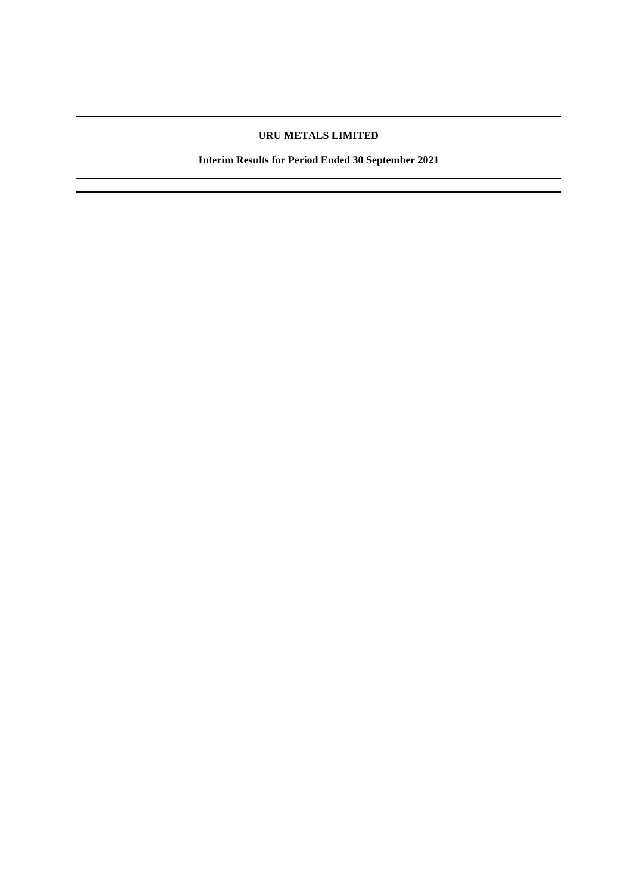# URU METALS LIMITED

## Interim Results for Period Ended 30 September 2021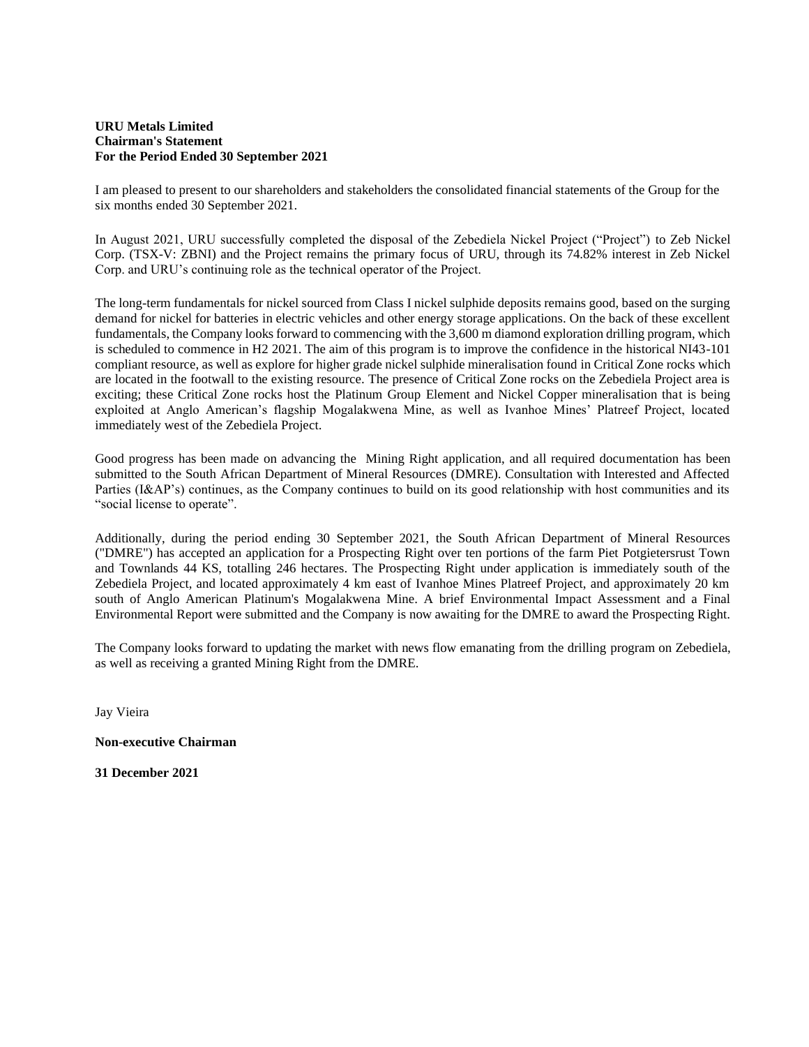**URU Metals Limited**
**Chairman's Statement**
**For the Period Ended 30 September 2021**

I am pleased to present to our shareholders and stakeholders the consolidated financial statements of the Group for the six months ended 30 September 2021.

In August 2021, URU successfully completed the disposal of the Zebediela Nickel Project ("Project") to Zeb Nickel Corp. (TSX-V: ZBNI) and the Project remains the primary focus of URU, through its 74.82% interest in Zeb Nickel Corp. and URU's continuing role as the technical operator of the Project.

The long-term fundamentals for nickel sourced from Class I nickel sulphide deposits remains good, based on the surging demand for nickel for batteries in electric vehicles and other energy storage applications. On the back of these excellent fundamentals, the Company looks forward to commencing with the 3,600 m diamond exploration drilling program, which is scheduled to commence in H2 2021. The aim of this program is to improve the confidence in the historical NI43-101 compliant resource, as well as explore for higher grade nickel sulphide mineralisation found in Critical Zone rocks which are located in the footwall to the existing resource. The presence of Critical Zone rocks on the Zebediela Project area is exciting; these Critical Zone rocks host the Platinum Group Element and Nickel Copper mineralisation that is being exploited at Anglo American's flagship Mogalakwena Mine, as well as Ivanhoe Mines' Platreef Project, located immediately west of the Zebediela Project.

Good progress has been made on advancing the Mining Right application, and all required documentation has been submitted to the South African Department of Mineral Resources (DMRE). Consultation with Interested and Affected Parties (I&AP's) continues, as the Company continues to build on its good relationship with host communities and its "social license to operate".

Additionally, during the period ending 30 September 2021, the South African Department of Mineral Resources ("DMRE") has accepted an application for a Prospecting Right over ten portions of the farm Piet Potgietersrust Town and Townlands 44 KS, totalling 246 hectares. The Prospecting Right under application is immediately south of the Zebediela Project, and located approximately 4 km east of Ivanhoe Mines Platreef Project, and approximately 20 km south of Anglo American Platinum's Mogalakwena Mine. A brief Environmental Impact Assessment and a Final Environmental Report were submitted and the Company is now awaiting for the DMRE to award the Prospecting Right.

The Company looks forward to updating the market with news flow emanating from the drilling program on Zebediela, as well as receiving a granted Mining Right from the DMRE.

Jay Vieira

**Non-executive Chairman**

**31 December 2021**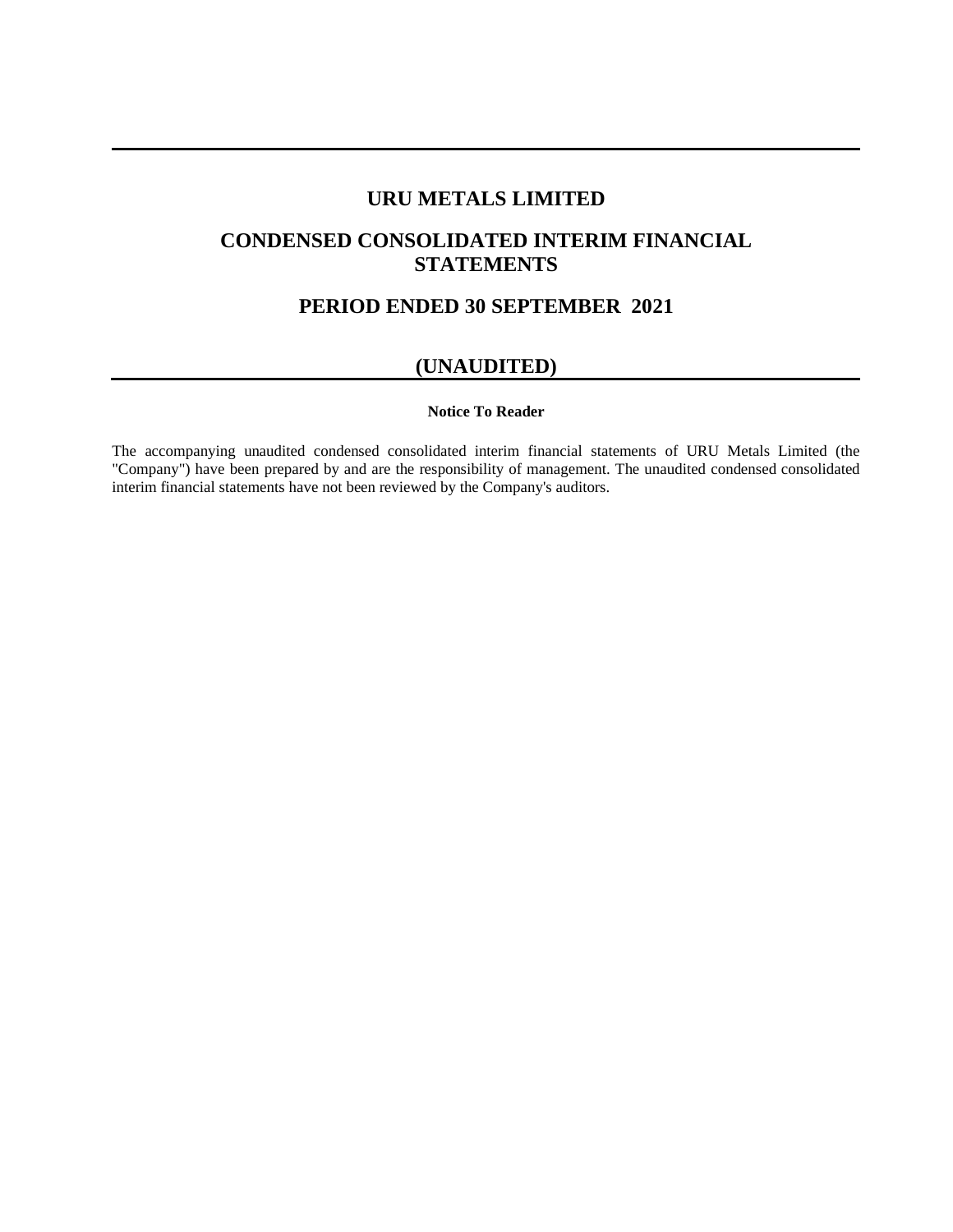# URU METALS LIMITED

## CONDENSED CONSOLIDATED INTERIM FINANCIAL STATEMENTS

## PERIOD ENDED 30 SEPTEMBER 2021

## (UNAUDITED)

**Notice To Reader**

The accompanying unaudited condensed consolidated interim financial statements of URU Metals Limited (the "Company") have been prepared by and are the responsibility of management. The unaudited condensed consolidated interim financial statements have not been reviewed by the Company's auditors.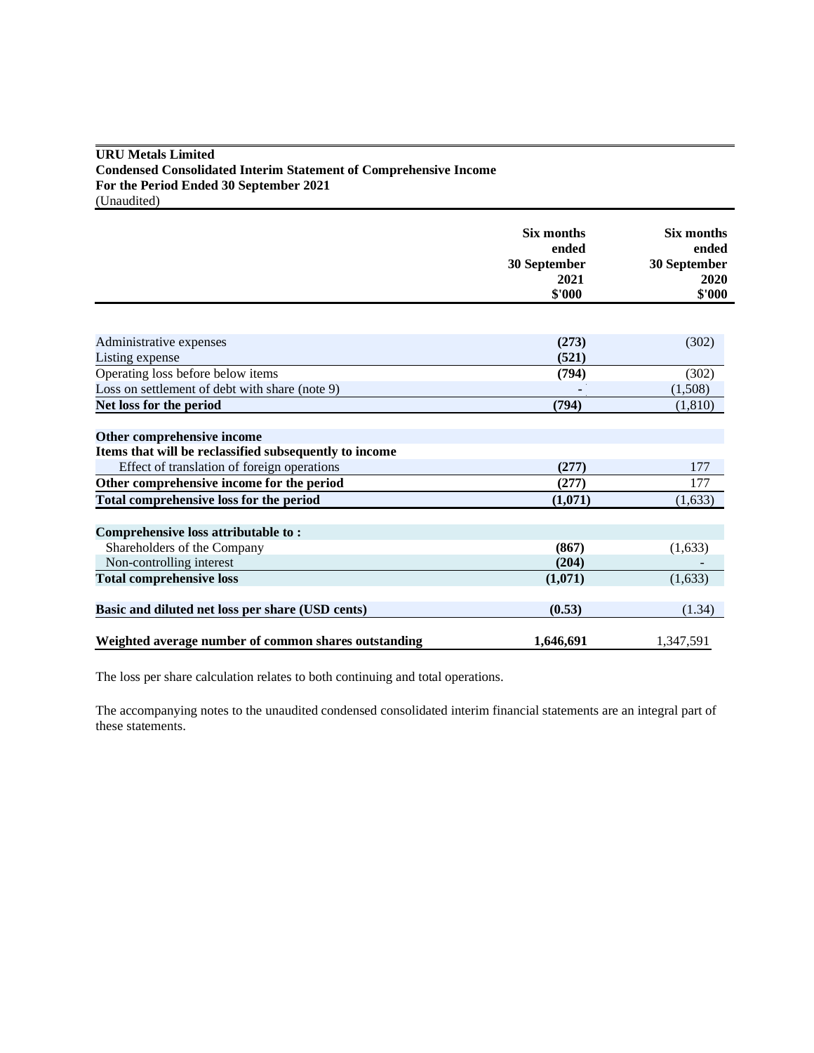**URU Metals Limited**
**Condensed Consolidated Interim Statement of Comprehensive Income**
**For the Period Ended 30 September 2021**
(Unaudited)

| | Six months ended 30 September 2021 $'000 | Six months ended 30 September 2020 $'000 |
|---|---|---|
| Administrative expenses | **(273)** | (302) |
| Listing expense | **(521)** | |
| Operating loss before below items | **(794)** | (302) |
| Loss on settlement of debt with share (note 9) | **-** | (1,508) |
| **Net loss for the period** | **(794)** | (1,810) |
| | | |
| **Other comprehensive income** | | |
| **Items that will be reclassified subsequently to income** | | |
| Effect of translation of foreign operations | **(277)** | 177 |
| **Other comprehensive income for the period** | **(277)** | 177 |
| **Total comprehensive loss for the period** | **(1,071)** | (1,633) |
| | | |
| **Comprehensive loss attributable to :** | | |
| Shareholders of the Company | **(867)** | (1,633) |
| Non-controlling interest | **(204)** | - |
| **Total comprehensive loss** | **(1,071)** | (1,633) |
| | | |
| **Basic and diluted net loss per share (USD cents)** | **(0.53)** | (1.34) |
| | | |
| **Weighted average number of common shares outstanding** | **1,646,691** | 1,347,591 |

The loss per share calculation relates to both continuing and total operations.

The accompanying notes to the unaudited condensed consolidated interim financial statements are an integral part of these statements.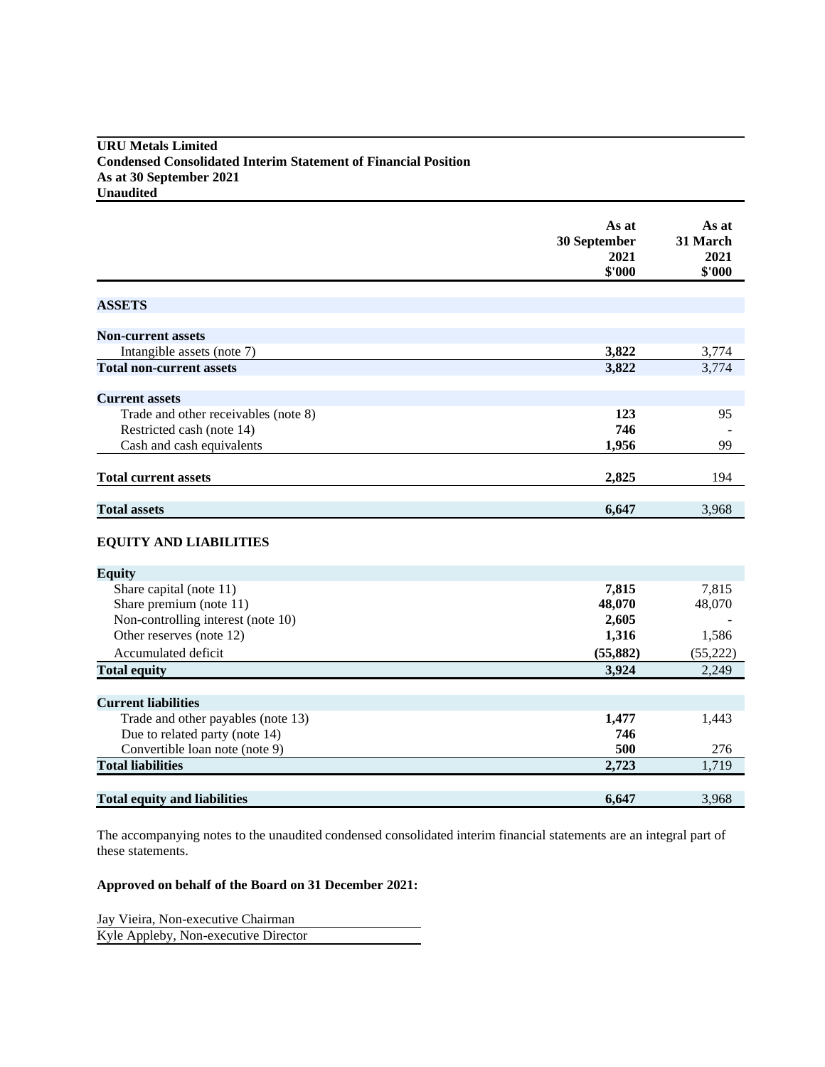**URU Metals Limited**
**Condensed Consolidated Interim Statement of Financial Position**
**As at 30 September 2021**
**Unaudited**

| | As at 30 September 2021 $'000 | As at 31 March 2021 $'000 |
|---|---|---|
| **ASSETS** | | |
| **Non-current assets** | | |
| Intangible assets (note 7) | **3,822** | 3,774 |
| **Total non-current assets** | **3,822** | 3,774 |
| **Current assets** | | |
| Trade and other receivables (note 8) | **123** | 95 |
| Restricted cash (note 14) | **746** | - |
| Cash and cash equivalents | **1,956** | 99 |
| **Total current assets** | **2,825** | 194 |
| **Total assets** | **6,647** | 3,968 |
| **EQUITY AND LIABILITIES** | | |
| **Equity** | | |
| Share capital (note 11) | **7,815** | 7,815 |
| Share premium (note 11) | **48,070** | 48,070 |
| Non-controlling interest (note 10) | **2,605** | - |
| Other reserves (note 12) | **1,316** | 1,586 |
| Accumulated deficit | **(55,882)** | (55,222) |
| **Total equity** | **3,924** | 2,249 |
| **Current liabilities** | | |
| Trade and other payables (note 13) | **1,477** | 1,443 |
| Due to related party (note 14) | **746** | |
| Convertible loan note (note 9) | **500** | 276 |
| **Total liabilities** | **2,723** | 1,719 |
| **Total equity and liabilities** | **6,647** | 3,968 |

The accompanying notes to the unaudited condensed consolidated interim financial statements are an integral part of these statements.

**Approved on behalf of the Board on 31 December 2021:**

Jay Vieira, Non-executive Chairman

Kyle Appleby, Non-executive Director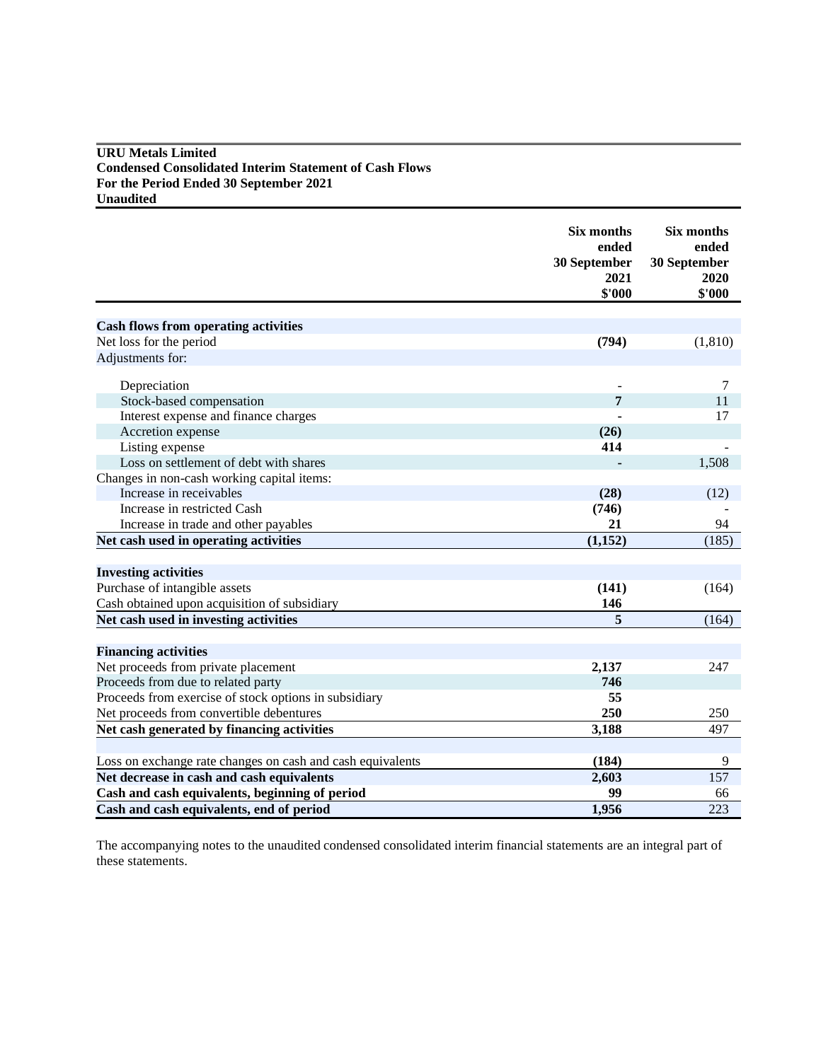**URU Metals Limited**
**Condensed Consolidated Interim Statement of Cash Flows**
**For the Period Ended 30 September 2021**
**Unaudited**

| | Six months ended 30 September 2021 $'000 | Six months ended 30 September 2020 $'000 |
|---|---|---|
| **Cash flows from operating activities** | | |
| Net loss for the period | **(794)** | (1,810) |
| Adjustments for: | | |
| Depreciation | - | 7 |
| Stock-based compensation | **7** | 11 |
| Interest expense and finance charges | - | 17 |
| Accretion expense | **(26)** | |
| Listing expense | **414** | - |
| Loss on settlement of debt with shares | - | 1,508 |
| Changes in non-cash working capital items: | | |
| Increase in receivables | **(28)** | (12) |
| Increase in restricted Cash | **(746)** | - |
| Increase in trade and other payables | **21** | 94 |
| **Net cash used in operating activities** | **(1,152)** | (185) |
| **Investing activities** | | |
| Purchase of intangible assets | **(141)** | (164) |
| Cash obtained upon acquisition of subsidiary | **146** | |
| **Net cash used in investing activities** | **5** | (164) |
| **Financing activities** | | |
| Net proceeds from private placement | **2,137** | 247 |
| Proceeds from due to related party | **746** | |
| Proceeds from exercise of stock options in subsidiary | **55** | |
| Net proceeds from convertible debentures | **250** | 250 |
| **Net cash generated by financing activities** | **3,188** | 497 |
| Loss on exchange rate changes on cash and cash equivalents | **(184)** | 9 |
| **Net decrease in cash and cash equivalents** | **2,603** | 157 |
| **Cash and cash equivalents, beginning of period** | **99** | 66 |
| **Cash and cash equivalents, end of period** | **1,956** | 223 |

The accompanying notes to the unaudited condensed consolidated interim financial statements are an integral part of these statements.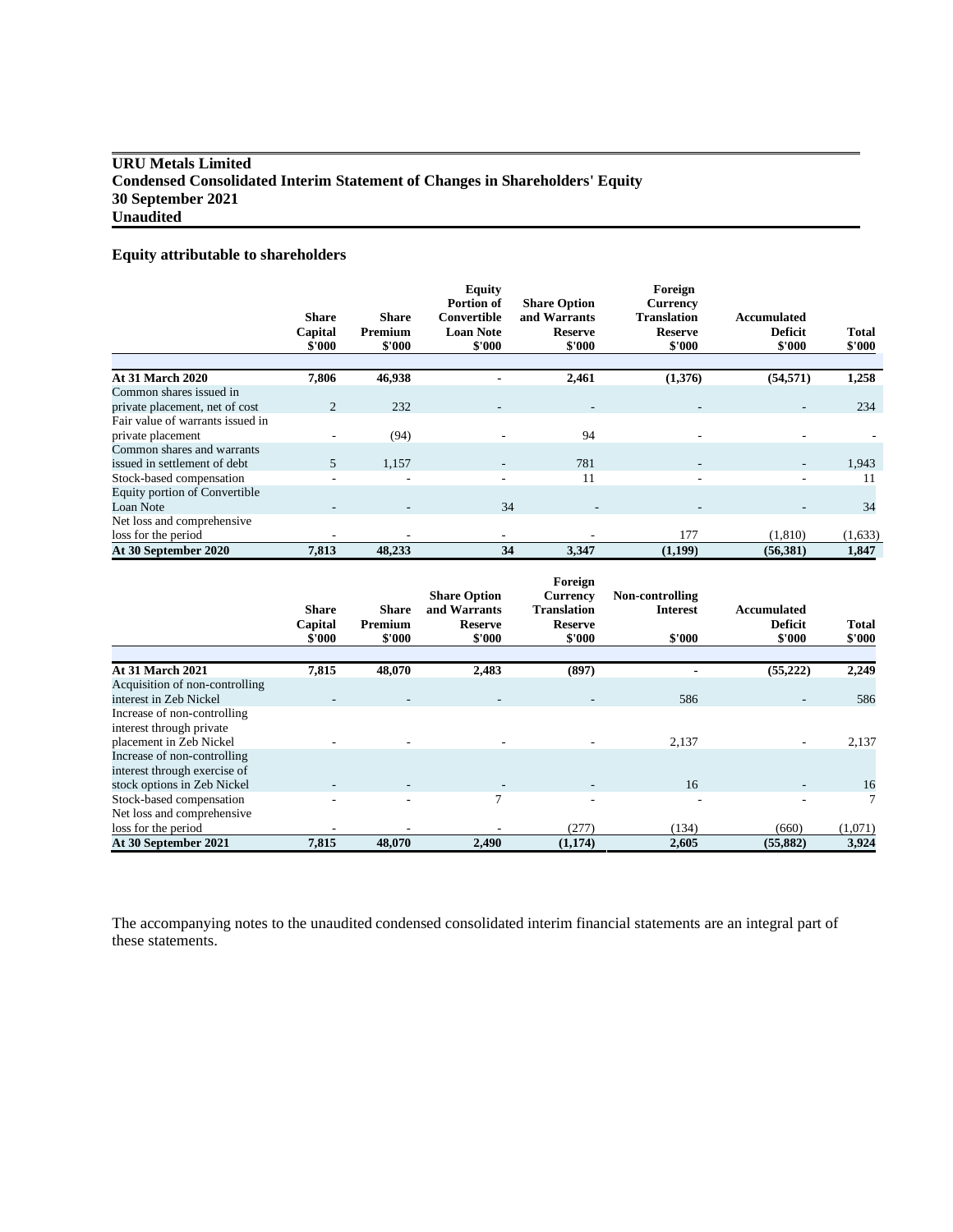# URU Metals Limited
# Condensed Consolidated Interim Statement of Changes in Shareholders' Equity
# 30 September 2021
# Unaudited

## Equity attributable to shareholders

| | Share Capital $'000 | Share Premium $'000 | Equity Portion of Convertible Loan Note $'000 | Share Option and Warrants Reserve $'000 | Foreign Currency Translation Reserve $'000 | Accumulated Deficit $'000 | Total $'000 |
|---|---|---|---|---|---|---|---|
| **At 31 March 2020** | **7,806** | **46,938** | **-** | **2,461** | **(1,376)** | **(54,571)** | **1,258** |
| Common shares issued in private placement, net of cost | 2 | 232 | - | - | - | - | 234 |
| Fair value of warrants issued in private placement | - | (94) | - | 94 | - | - | - |
| Common shares and warrants issued in settlement of debt | 5 | 1,157 | - | 781 | - | - | 1,943 |
| Stock-based compensation | - | - | - | 11 | - | - | 11 |
| Equity portion of Convertible Loan Note | - | - | 34 | - | - | - | 34 |
| Net loss and comprehensive loss for the period | - | - | - | - | 177 | (1,810) | (1,633) |
| **At 30 September 2020** | **7,813** | **48,233** | **34** | **3,347** | **(1,199)** | **(56,381)** | **1,847** |

| | Share Capital $'000 | Share Premium $'000 | Share Option and Warrants Reserve $'000 | Foreign Currency Translation Reserve $'000 | Non-controlling Interest $'000 | Accumulated Deficit $'000 | Total $'000 |
|---|---|---|---|---|---|---|---|
| **At 31 March 2021** | **7,815** | **48,070** | **2,483** | **(897)** | **-** | **(55,222)** | **2,249** |
| Acquisition of non-controlling interest in Zeb Nickel | - | - | - | - | 586 | - | 586 |
| Increase of non-controlling interest through private placement in Zeb Nickel | - | - | - | - | 2,137 | - | 2,137 |
| Increase of non-controlling interest through exercise of stock options in Zeb Nickel | - | - | - | - | 16 | - | 16 |
| Stock-based compensation | - | - | 7 | - | - | - | 7 |
| Net loss and comprehensive loss for the period | - | - | - | (277) | (134) | (660) | (1,071) |
| **At 30 September 2021** | **7,815** | **48,070** | **2,490** | **(1,174)** | **2,605** | **(55,882)** | **3,924** |

The accompanying notes to the unaudited condensed consolidated interim financial statements are an integral part of these statements.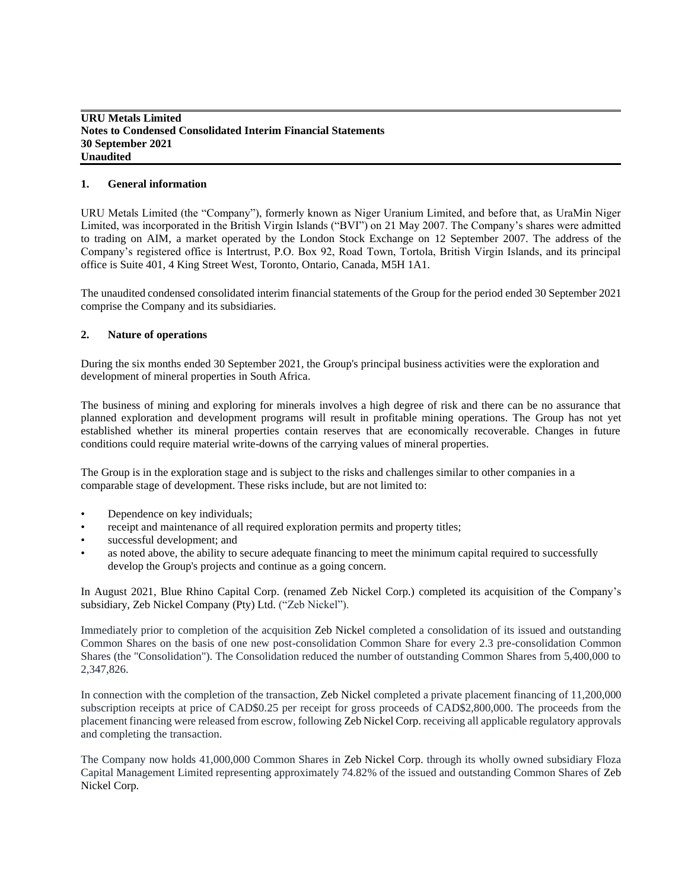**URU Metals Limited**
**Notes to Condensed Consolidated Interim Financial Statements**
**30 September 2021**
**Unaudited**

## 1. General information

URU Metals Limited (the "Company"), formerly known as Niger Uranium Limited, and before that, as UraMin Niger Limited, was incorporated in the British Virgin Islands ("BVI") on 21 May 2007. The Company's shares were admitted to trading on AIM, a market operated by the London Stock Exchange on 12 September 2007. The address of the Company's registered office is Intertrust, P.O. Box 92, Road Town, Tortola, British Virgin Islands, and its principal office is Suite 401, 4 King Street West, Toronto, Ontario, Canada, M5H 1A1.

The unaudited condensed consolidated interim financial statements of the Group for the period ended 30 September 2021 comprise the Company and its subsidiaries.

## 2. Nature of operations

During the six months ended 30 September 2021, the Group's principal business activities were the exploration and development of mineral properties in South Africa.

The business of mining and exploring for minerals involves a high degree of risk and there can be no assurance that planned exploration and development programs will result in profitable mining operations. The Group has not yet established whether its mineral properties contain reserves that are economically recoverable. Changes in future conditions could require material write-downs of the carrying values of mineral properties.

The Group is in the exploration stage and is subject to the risks and challenges similar to other companies in a comparable stage of development. These risks include, but are not limited to:

- Dependence on key individuals;
- receipt and maintenance of all required exploration permits and property titles;
- successful development; and
- as noted above, the ability to secure adequate financing to meet the minimum capital required to successfully develop the Group's projects and continue as a going concern.

In August 2021, Blue Rhino Capital Corp. (renamed Zeb Nickel Corp.) completed its acquisition of the Company's subsidiary, Zeb Nickel Company (Pty) Ltd. ("Zeb Nickel").

Immediately prior to completion of the acquisition Zeb Nickel completed a consolidation of its issued and outstanding Common Shares on the basis of one new post-consolidation Common Share for every 2.3 pre-consolidation Common Shares (the "Consolidation"). The Consolidation reduced the number of outstanding Common Shares from 5,400,000 to 2,347,826.

In connection with the completion of the transaction, Zeb Nickel completed a private placement financing of 11,200,000 subscription receipts at price of CAD$0.25 per receipt for gross proceeds of CAD$2,800,000. The proceeds from the placement financing were released from escrow, following Zeb Nickel Corp. receiving all applicable regulatory approvals and completing the transaction.

The Company now holds 41,000,000 Common Shares in Zeb Nickel Corp. through its wholly owned subsidiary Floza Capital Management Limited representing approximately 74.82% of the issued and outstanding Common Shares of Zeb Nickel Corp.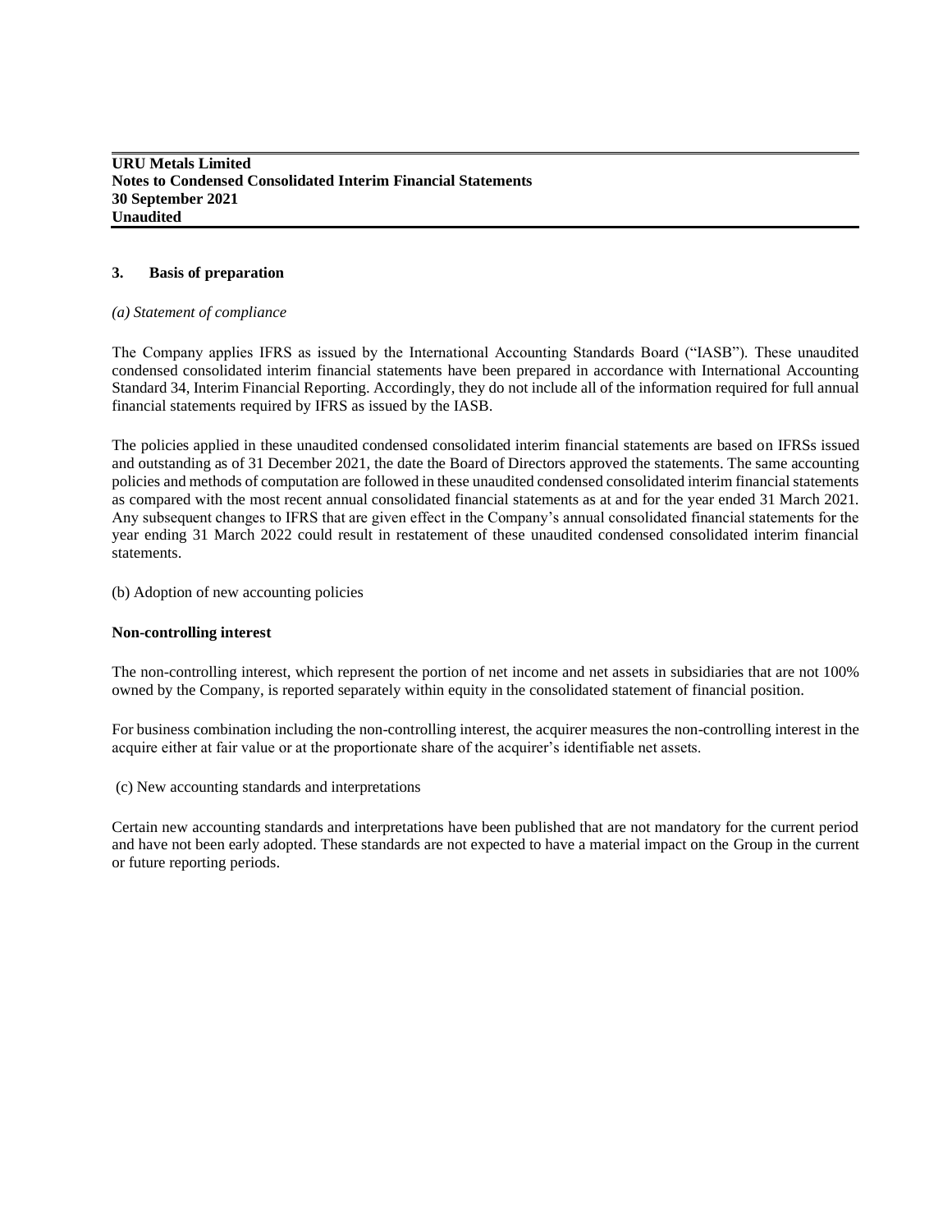## 3. Basis of preparation

*(a) Statement of compliance*

The Company applies IFRS as issued by the International Accounting Standards Board ("IASB"). These unaudited condensed consolidated interim financial statements have been prepared in accordance with International Accounting Standard 34, Interim Financial Reporting. Accordingly, they do not include all of the information required for full annual financial statements required by IFRS as issued by the IASB.

The policies applied in these unaudited condensed consolidated interim financial statements are based on IFRSs issued and outstanding as of 31 December 2021, the date the Board of Directors approved the statements. The same accounting policies and methods of computation are followed in these unaudited condensed consolidated interim financial statements as compared with the most recent annual consolidated financial statements as at and for the year ended 31 March 2021. Any subsequent changes to IFRS that are given effect in the Company's annual consolidated financial statements for the year ending 31 March 2022 could result in restatement of these unaudited condensed consolidated interim financial statements.

(b) Adoption of new accounting policies

**Non-controlling interest**

The non-controlling interest, which represent the portion of net income and net assets in subsidiaries that are not 100% owned by the Company, is reported separately within equity in the consolidated statement of financial position.

For business combination including the non-controlling interest, the acquirer measures the non-controlling interest in the acquire either at fair value or at the proportionate share of the acquirer's identifiable net assets.

(c) New accounting standards and interpretations

Certain new accounting standards and interpretations have been published that are not mandatory for the current period and have not been early adopted. These standards are not expected to have a material impact on the Group in the current or future reporting periods.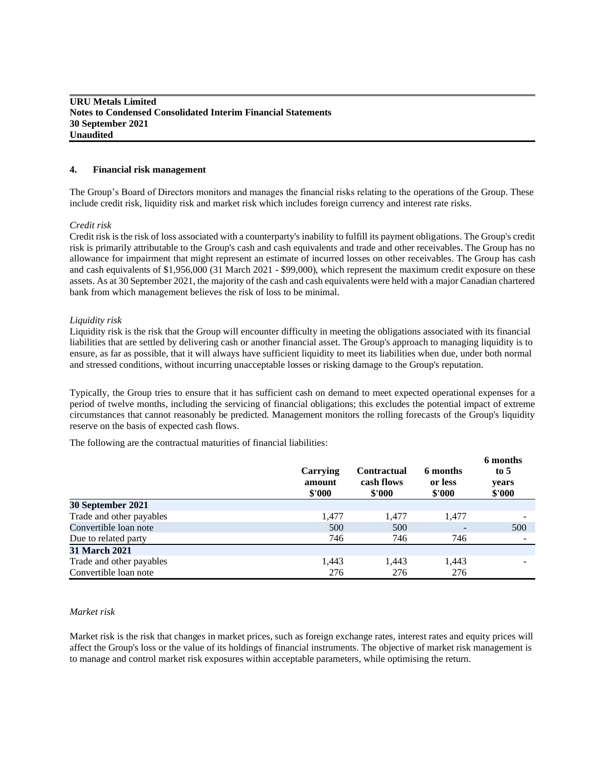**URU Metals Limited**
**Notes to Condensed Consolidated Interim Financial Statements**
**30 September 2021**
**Unaudited**

## 4. Financial risk management

The Group's Board of Directors monitors and manages the financial risks relating to the operations of the Group. These include credit risk, liquidity risk and market risk which includes foreign currency and interest rate risks.

*Credit risk*

Credit risk is the risk of loss associated with a counterparty's inability to fulfill its payment obligations. The Group's credit risk is primarily attributable to the Group's cash and cash equivalents and trade and other receivables. The Group has no allowance for impairment that might represent an estimate of incurred losses on other receivables. The Group has cash and cash equivalents of $1,956,000 (31 March 2021 - $99,000), which represent the maximum credit exposure on these assets. As at 30 September 2021, the majority of the cash and cash equivalents were held with a major Canadian chartered bank from which management believes the risk of loss to be minimal.

*Liquidity risk*

Liquidity risk is the risk that the Group will encounter difficulty in meeting the obligations associated with its financial liabilities that are settled by delivering cash or another financial asset. The Group's approach to managing liquidity is to ensure, as far as possible, that it will always have sufficient liquidity to meet its liabilities when due, under both normal and stressed conditions, without incurring unacceptable losses or risking damage to the Group's reputation.

Typically, the Group tries to ensure that it has sufficient cash on demand to meet expected operational expenses for a period of twelve months, including the servicing of financial obligations; this excludes the potential impact of extreme circumstances that cannot reasonably be predicted. Management monitors the rolling forecasts of the Group's liquidity reserve on the basis of expected cash flows.

The following are the contractual maturities of financial liabilities:

| | Carrying amount $'000 | Contractual cash flows $'000 | 6 months or less $'000 | 6 months to 5 years $'000 |
|---|---|---|---|---|
| **30 September 2021** | | | | |
| Trade and other payables | 1,477 | 1,477 | 1,477 | - |
| Convertible loan note | 500 | 500 | - | 500 |
| Due to related party | 746 | 746 | 746 | - |
| **31 March 2021** | | | | |
| Trade and other payables | 1,443 | 1,443 | 1,443 | - |
| Convertible loan note | 276 | 276 | 276 | |

*Market risk*

Market risk is the risk that changes in market prices, such as foreign exchange rates, interest rates and equity prices will affect the Group's loss or the value of its holdings of financial instruments. The objective of market risk management is to manage and control market risk exposures within acceptable parameters, while optimising the return.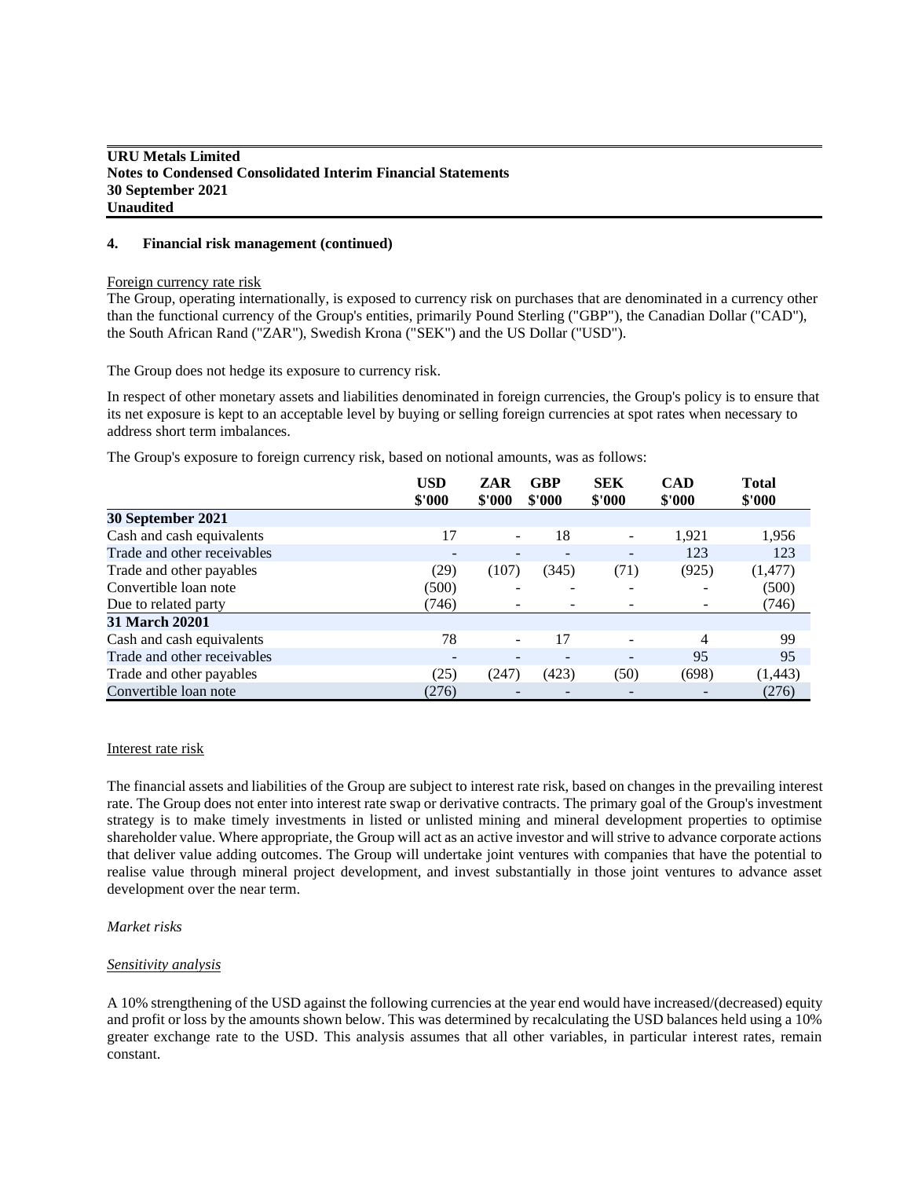**URU Metals Limited**
**Notes to Condensed Consolidated Interim Financial Statements**
**30 September 2021**
**Unaudited**

**4. Financial risk management (continued)**

Foreign currency rate risk

The Group, operating internationally, is exposed to currency risk on purchases that are denominated in a currency other than the functional currency of the Group's entities, primarily Pound Sterling ("GBP"), the Canadian Dollar ("CAD"), the South African Rand ("ZAR"), Swedish Krona ("SEK") and the US Dollar ("USD").

The Group does not hedge its exposure to currency risk.

In respect of other monetary assets and liabilities denominated in foreign currencies, the Group's policy is to ensure that its net exposure is kept to an acceptable level by buying or selling foreign currencies at spot rates when necessary to address short term imbalances.

The Group's exposure to foreign currency risk, based on notional amounts, was as follows:

| | USD $'000 | ZAR $'000 | GBP $'000 | SEK $'000 | CAD $'000 | Total $'000 |
|---|---|---|---|---|---|---|
| **30 September 2021** | | | | | | |
| Cash and cash equivalents | 17 | - | 18 | - | 1,921 | 1,956 |
| Trade and other receivables | - | - | - | - | 123 | 123 |
| Trade and other payables | (29) | (107) | (345) | (71) | (925) | (1,477) |
| Convertible loan note | (500) | - | - | - | - | (500) |
| Due to related party | (746) | - | - | - | - | (746) |
| **31 March 20201** | | | | | | |
| Cash and cash equivalents | 78 | - | 17 | - | 4 | 99 |
| Trade and other receivables | - | - | - | - | 95 | 95 |
| Trade and other payables | (25) | (247) | (423) | (50) | (698) | (1,443) |
| Convertible loan note | (276) | - | - | - | - | (276) |

Interest rate risk

The financial assets and liabilities of the Group are subject to interest rate risk, based on changes in the prevailing interest rate. The Group does not enter into interest rate swap or derivative contracts. The primary goal of the Group's investment strategy is to make timely investments in listed or unlisted mining and mineral development properties to optimise shareholder value. Where appropriate, the Group will act as an active investor and will strive to advance corporate actions that deliver value adding outcomes. The Group will undertake joint ventures with companies that have the potential to realise value through mineral project development, and invest substantially in those joint ventures to advance asset development over the near term.

*Market risks*

*Sensitivity analysis*

A 10% strengthening of the USD against the following currencies at the year end would have increased/(decreased) equity and profit or loss by the amounts shown below. This was determined by recalculating the USD balances held using a 10% greater exchange rate to the USD. This analysis assumes that all other variables, in particular interest rates, remain constant.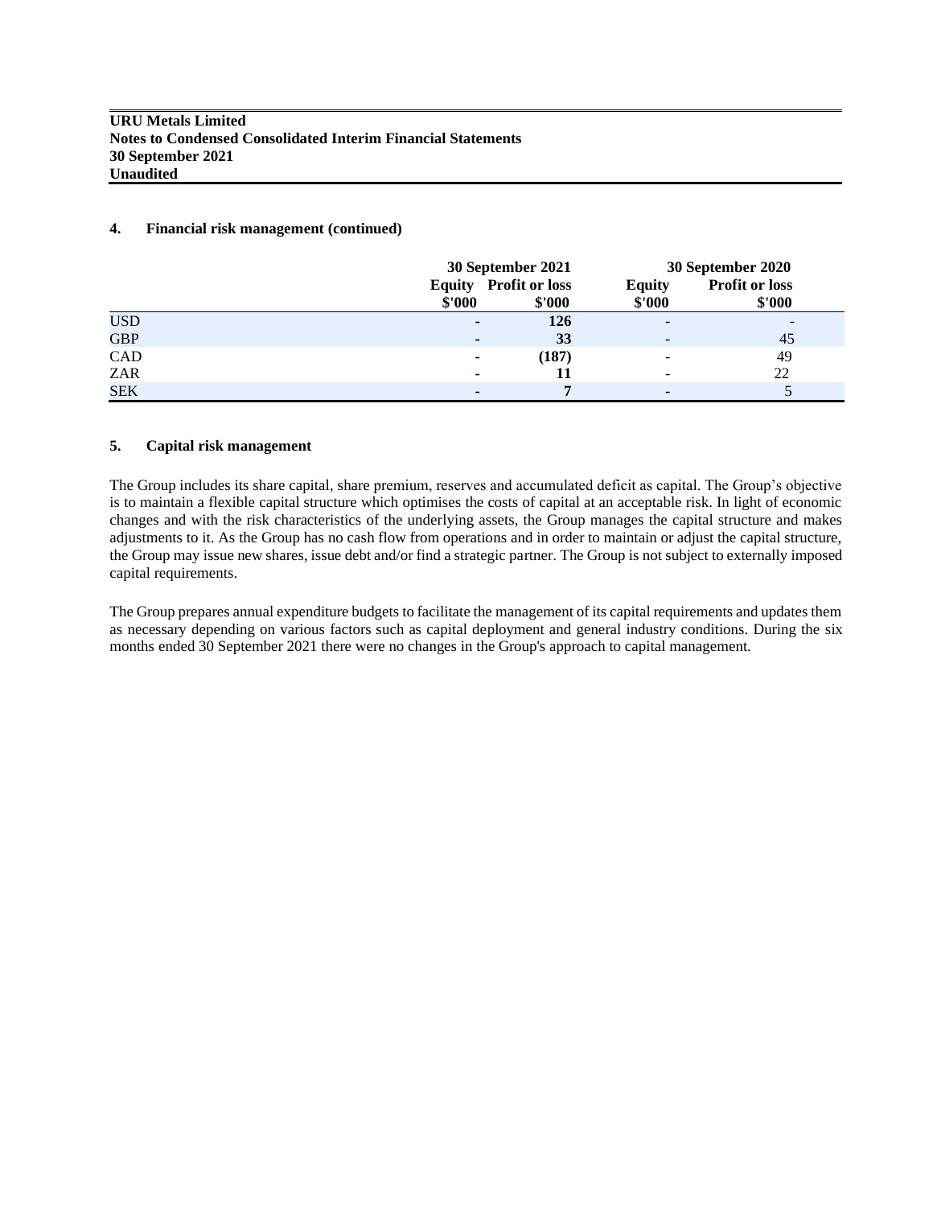## 4. Financial risk management (continued)

| | 30 September 2021 | | 30 September 2020 | |
|---|---|---|---|---|
| | **Equity** | **Profit or loss** | **Equity** | **Profit or loss** |
| | **\$'000** | **\$'000** | **\$'000** | **\$'000** |
| USD | **-** | **126** | - | - |
| GBP | **-** | **33** | - | 45 |
| CAD | **-** | **(187)** | - | 49 |
| ZAR | **-** | **11** | - | 22 |
| SEK | **-** | **7** | - | 5 |

## 5. Capital risk management

The Group includes its share capital, share premium, reserves and accumulated deficit as capital. The Group's objective is to maintain a flexible capital structure which optimises the costs of capital at an acceptable risk. In light of economic changes and with the risk characteristics of the underlying assets, the Group manages the capital structure and makes adjustments to it. As the Group has no cash flow from operations and in order to maintain or adjust the capital structure, the Group may issue new shares, issue debt and/or find a strategic partner. The Group is not subject to externally imposed capital requirements.

The Group prepares annual expenditure budgets to facilitate the management of its capital requirements and updates them as necessary depending on various factors such as capital deployment and general industry conditions. During the six months ended 30 September 2021 there were no changes in the Group's approach to capital management.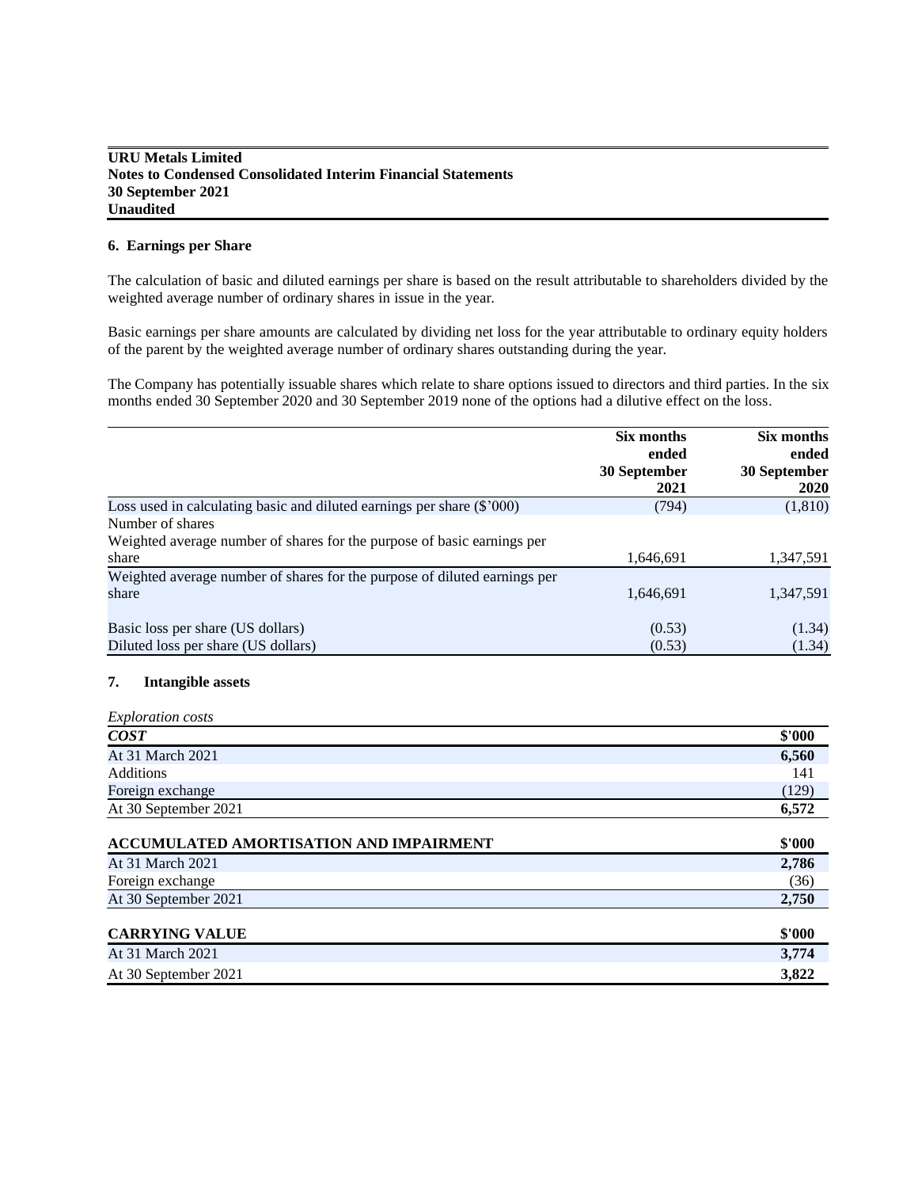**URU Metals Limited**
**Notes to Condensed Consolidated Interim Financial Statements**
**30 September 2021**
**Unaudited**

## 6. Earnings per Share

The calculation of basic and diluted earnings per share is based on the result attributable to shareholders divided by the weighted average number of ordinary shares in issue in the year.

Basic earnings per share amounts are calculated by dividing net loss for the year attributable to ordinary equity holders of the parent by the weighted average number of ordinary shares outstanding during the year.

The Company has potentially issuable shares which relate to share options issued to directors and third parties. In the six months ended 30 September 2020 and 30 September 2019 none of the options had a dilutive effect on the loss.

| | Six months ended 30 September 2021 | Six months ended 30 September 2020 |
|---|---|---|
| Loss used in calculating basic and diluted earnings per share ($'000) | (794) | (1,810) |
| Number of shares | | |
| Weighted average number of shares for the purpose of basic earnings per share | 1,646,691 | 1,347,591 |
| Weighted average number of shares for the purpose of diluted earnings per share | 1,646,691 | 1,347,591 |
| Basic loss per share (US dollars) | (0.53) | (1.34) |
| Diluted loss per share (US dollars) | (0.53) | (1.34) |

## 7. Intangible assets

*Exploration costs*

| ***COST*** | **$'000** |
|---|---|
| At 31 March 2021 | **6,560** |
| Additions | 141 |
| Foreign exchange | (129) |
| At 30 September 2021 | **6,572** |

| **ACCUMULATED AMORTISATION AND IMPAIRMENT** | **$'000** |
|---|---|
| At 31 March 2021 | **2,786** |
| Foreign exchange | (36) |
| At 30 September 2021 | **2,750** |

| **CARRYING VALUE** | **$'000** |
|---|---|
| At 31 March 2021 | **3,774** |
| At 30 September 2021 | **3,822** |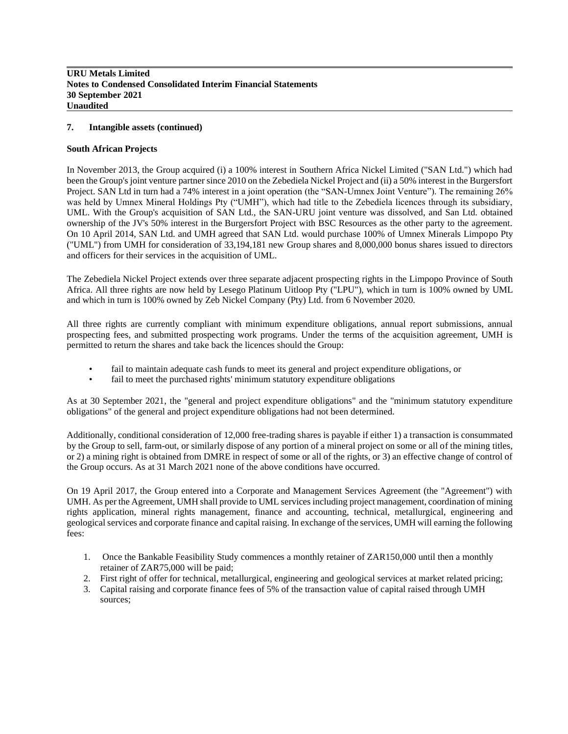## 7. Intangible assets (continued)

### South African Projects

In November 2013, the Group acquired (i) a 100% interest in Southern Africa Nickel Limited ("SAN Ltd.") which had been the Group's joint venture partner since 2010 on the Zebediela Nickel Project and (ii) a 50% interest in the Burgersfort Project. SAN Ltd in turn had a 74% interest in a joint operation (the "SAN-Umnex Joint Venture"). The remaining 26% was held by Umnex Mineral Holdings Pty ("UMH"), which had title to the Zebediela licences through its subsidiary, UML. With the Group's acquisition of SAN Ltd., the SAN-URU joint venture was dissolved, and San Ltd. obtained ownership of the JV's 50% interest in the Burgersfort Project with BSC Resources as the other party to the agreement. On 10 April 2014, SAN Ltd. and UMH agreed that SAN Ltd. would purchase 100% of Umnex Minerals Limpopo Pty ("UML") from UMH for consideration of 33,194,181 new Group shares and 8,000,000 bonus shares issued to directors and officers for their services in the acquisition of UML.

The Zebediela Nickel Project extends over three separate adjacent prospecting rights in the Limpopo Province of South Africa. All three rights are now held by Lesego Platinum Uitloop Pty ("LPU"), which in turn is 100% owned by UML and which in turn is 100% owned by Zeb Nickel Company (Pty) Ltd. from 6 November 2020.

All three rights are currently compliant with minimum expenditure obligations, annual report submissions, annual prospecting fees, and submitted prospecting work programs. Under the terms of the acquisition agreement, UMH is permitted to return the shares and take back the licences should the Group:

- fail to maintain adequate cash funds to meet its general and project expenditure obligations, or
- fail to meet the purchased rights' minimum statutory expenditure obligations

As at 30 September 2021, the "general and project expenditure obligations" and the "minimum statutory expenditure obligations" of the general and project expenditure obligations had not been determined.

Additionally, conditional consideration of 12,000 free-trading shares is payable if either 1) a transaction is consummated by the Group to sell, farm-out, or similarly dispose of any portion of a mineral project on some or all of the mining titles, or 2) a mining right is obtained from DMRE in respect of some or all of the rights, or 3) an effective change of control of the Group occurs. As at 31 March 2021 none of the above conditions have occurred.

On 19 April 2017, the Group entered into a Corporate and Management Services Agreement (the "Agreement") with UMH. As per the Agreement, UMH shall provide to UML services including project management, coordination of mining rights application, mineral rights management, finance and accounting, technical, metallurgical, engineering and geological services and corporate finance and capital raising. In exchange of the services, UMH will earning the following fees:

1. Once the Bankable Feasibility Study commences a monthly retainer of ZAR150,000 until then a monthly retainer of ZAR75,000 will be paid;
2. First right of offer for technical, metallurgical, engineering and geological services at market related pricing;
3. Capital raising and corporate finance fees of 5% of the transaction value of capital raised through UMH sources;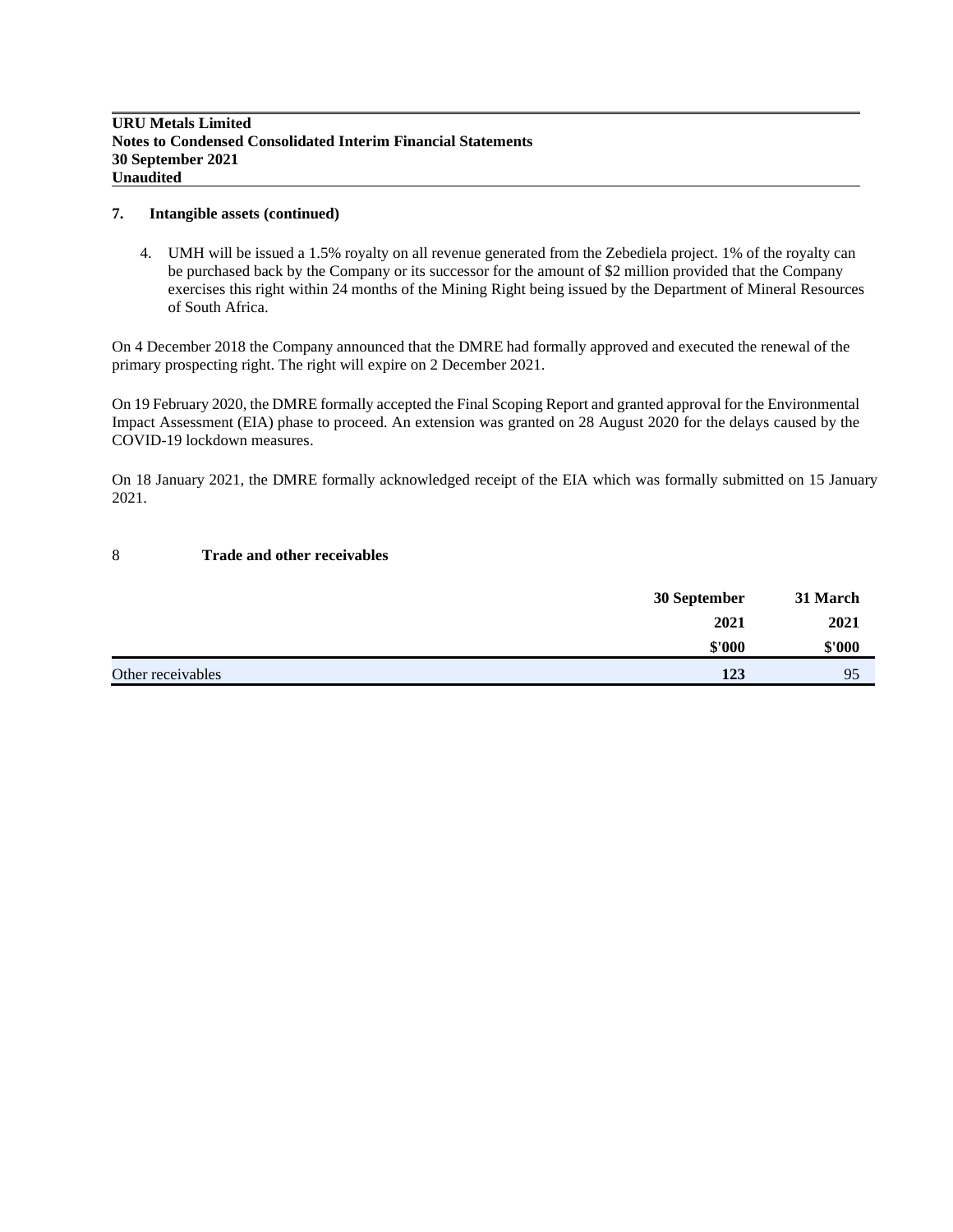## 7. Intangible assets (continued)

4. UMH will be issued a 1.5% royalty on all revenue generated from the Zebediela project. 1% of the royalty can be purchased back by the Company or its successor for the amount of $2 million provided that the Company exercises this right within 24 months of the Mining Right being issued by the Department of Mineral Resources of South Africa.

On 4 December 2018 the Company announced that the DMRE had formally approved and executed the renewal of the primary prospecting right. The right will expire on 2 December 2021.

On 19 February 2020, the DMRE formally accepted the Final Scoping Report and granted approval for the Environmental Impact Assessment (EIA) phase to proceed. An extension was granted on 28 August 2020 for the delays caused by the COVID-19 lockdown measures.

On 18 January 2021, the DMRE formally acknowledged receipt of the EIA which was formally submitted on 15 January 2021.

## 8 Trade and other receivables

| | 30 September 2021 $'000 | 31 March 2021 $'000 |
|---|---|---|
| Other receivables | **123** | 95 |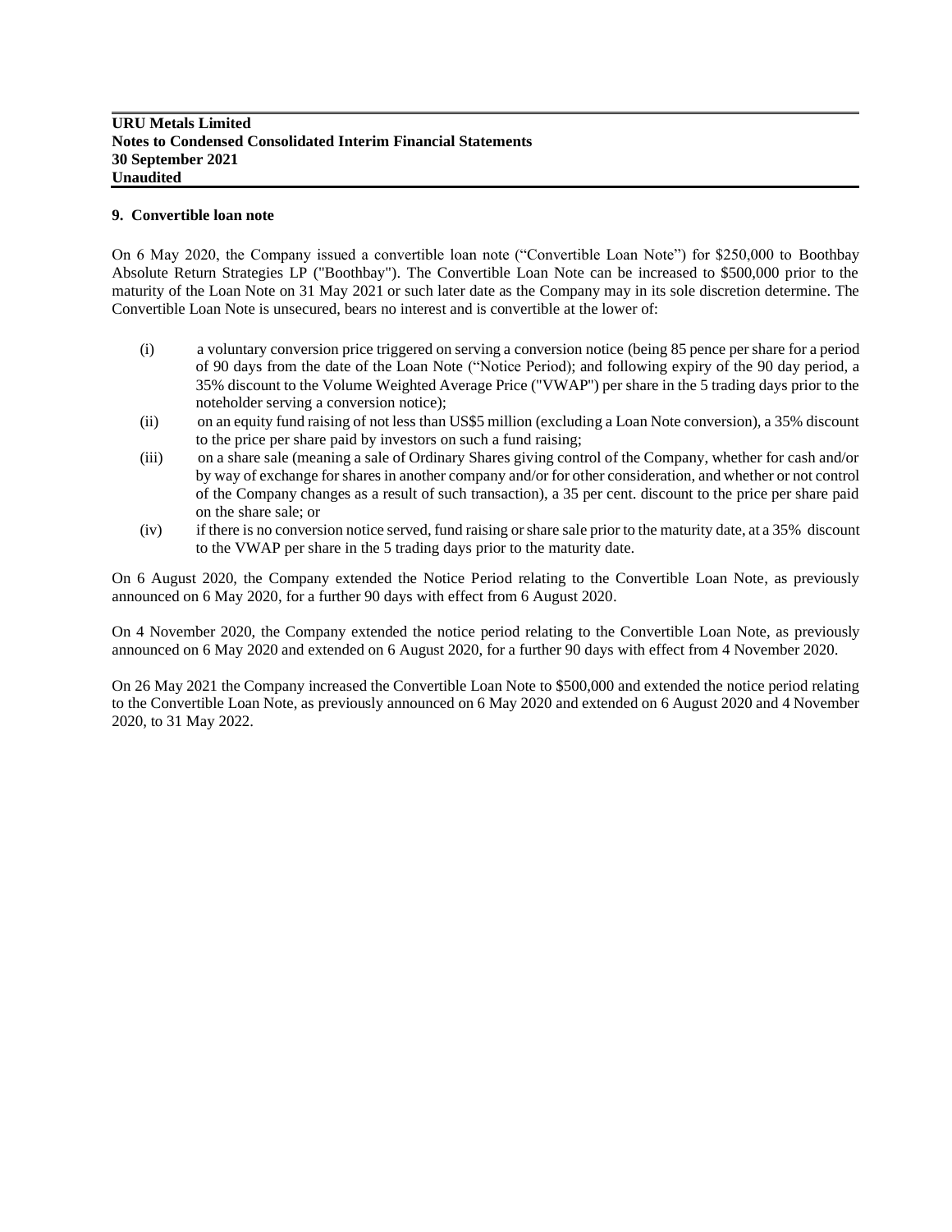## 9. Convertible loan note

On 6 May 2020, the Company issued a convertible loan note ("Convertible Loan Note") for $250,000 to Boothbay Absolute Return Strategies LP ("Boothbay"). The Convertible Loan Note can be increased to $500,000 prior to the maturity of the Loan Note on 31 May 2021 or such later date as the Company may in its sole discretion determine. The Convertible Loan Note is unsecured, bears no interest and is convertible at the lower of:

(i) a voluntary conversion price triggered on serving a conversion notice (being 85 pence per share for a period of 90 days from the date of the Loan Note ("Notice Period); and following expiry of the 90 day period, a 35% discount to the Volume Weighted Average Price ("VWAP") per share in the 5 trading days prior to the noteholder serving a conversion notice);

(ii) on an equity fund raising of not less than US$5 million (excluding a Loan Note conversion), a 35% discount to the price per share paid by investors on such a fund raising;

(iii) on a share sale (meaning a sale of Ordinary Shares giving control of the Company, whether for cash and/or by way of exchange for shares in another company and/or for other consideration, and whether or not control of the Company changes as a result of such transaction), a 35 per cent. discount to the price per share paid on the share sale; or

(iv) if there is no conversion notice served, fund raising or share sale prior to the maturity date, at a 35% discount to the VWAP per share in the 5 trading days prior to the maturity date.

On 6 August 2020, the Company extended the Notice Period relating to the Convertible Loan Note, as previously announced on 6 May 2020, for a further 90 days with effect from 6 August 2020.

On 4 November 2020, the Company extended the notice period relating to the Convertible Loan Note, as previously announced on 6 May 2020 and extended on 6 August 2020, for a further 90 days with effect from 4 November 2020.

On 26 May 2021 the Company increased the Convertible Loan Note to $500,000 and extended the notice period relating to the Convertible Loan Note, as previously announced on 6 May 2020 and extended on 6 August 2020 and 4 November 2020, to 31 May 2022.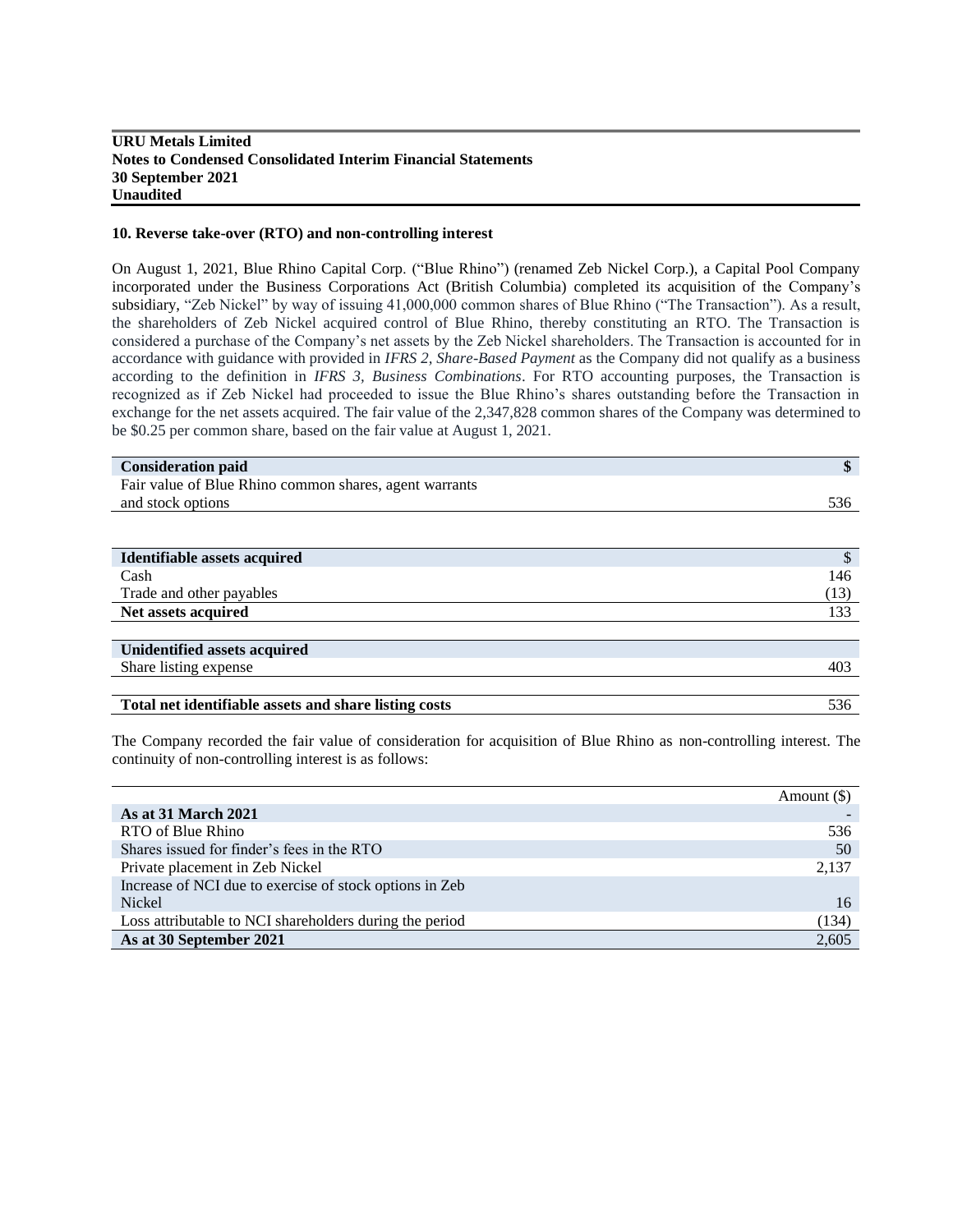### 10. Reverse take-over (RTO) and non-controlling interest

On August 1, 2021, Blue Rhino Capital Corp. ("Blue Rhino") (renamed Zeb Nickel Corp.), a Capital Pool Company incorporated under the Business Corporations Act (British Columbia) completed its acquisition of the Company's subsidiary, "Zeb Nickel" by way of issuing 41,000,000 common shares of Blue Rhino ("The Transaction"). As a result, the shareholders of Zeb Nickel acquired control of Blue Rhino, thereby constituting an RTO. The Transaction is considered a purchase of the Company's net assets by the Zeb Nickel shareholders. The Transaction is accounted for in accordance with guidance with provided in *IFRS 2, Share-Based Payment* as the Company did not qualify as a business according to the definition in *IFRS 3, Business Combinations*. For RTO accounting purposes, the Transaction is recognized as if Zeb Nickel had proceeded to issue the Blue Rhino's shares outstanding before the Transaction in exchange for the net assets acquired. The fair value of the 2,347,828 common shares of the Company was determined to be $0.25 per common share, based on the fair value at August 1, 2021.

| **Consideration paid** | **$** |
|---|---|
| Fair value of Blue Rhino common shares, agent warrants and stock options | 536 |

| **Identifiable assets acquired** | $ |
|---|---|
| Cash | 146 |
| Trade and other payables | (13) |
| **Net assets acquired** | 133 |
| | |
| **Unidentified assets acquired** | |
| Share listing expense | 403 |
| | |
| **Total net identifiable assets and share listing costs** | 536 |

The Company recorded the fair value of consideration for acquisition of Blue Rhino as non-controlling interest. The continuity of non-controlling interest is as follows:

| | Amount ($) |
|---|---|
| **As at 31 March 2021** | - |
| RTO of Blue Rhino | 536 |
| Shares issued for finder's fees in the RTO | 50 |
| Private placement in Zeb Nickel | 2,137 |
| Increase of NCI due to exercise of stock options in Zeb Nickel | 16 |
| Loss attributable to NCI shareholders during the period | (134) |
| **As at 30 September 2021** | 2,605 |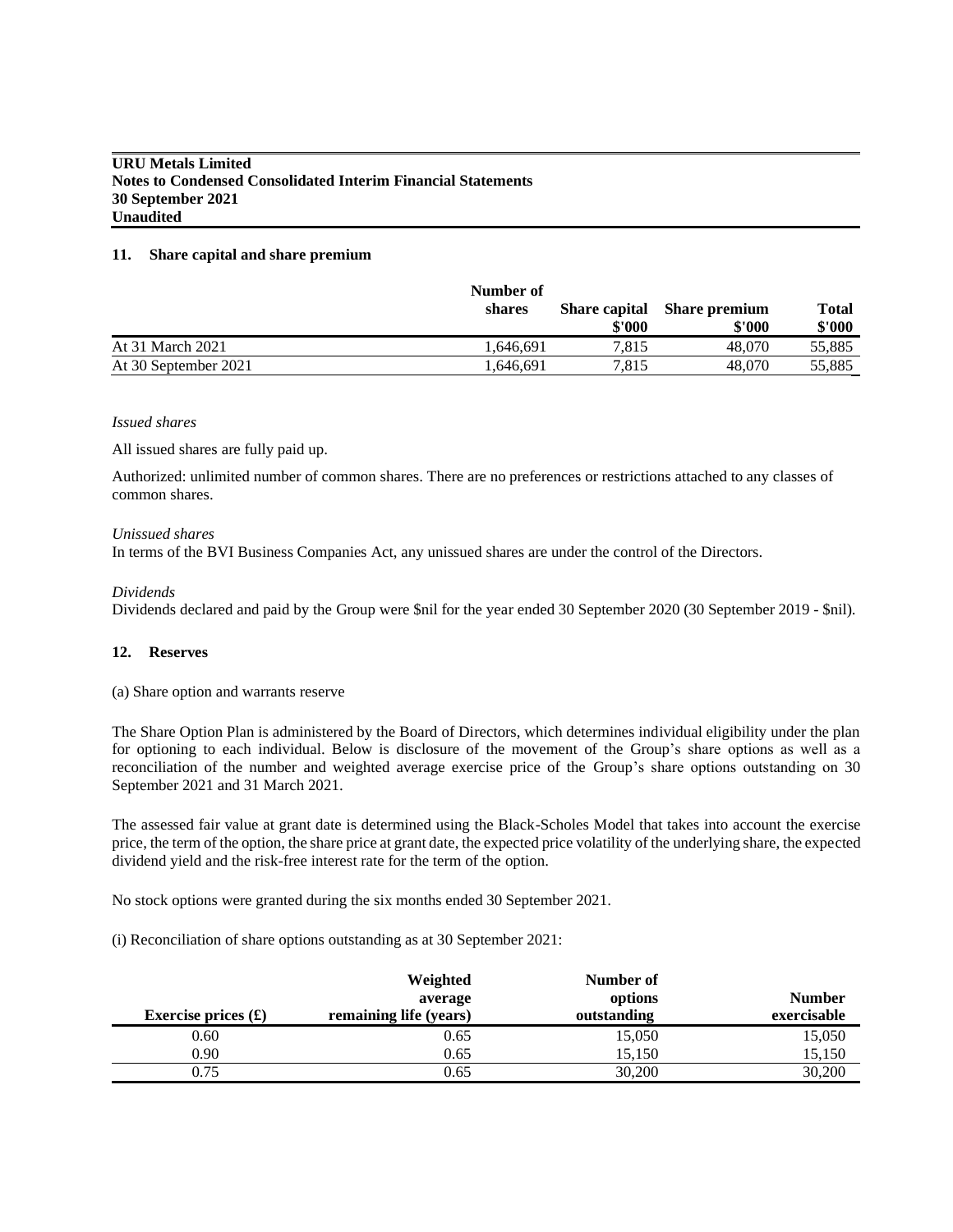## 11. Share capital and share premium

| | Number of shares | Share capital $'000 | Share premium $'000 | Total $'000 |
|---|---|---|---|---|
| At 31 March 2021 | 1,646,691 | 7,815 | 48,070 | 55,885 |
| At 30 September 2021 | 1,646,691 | 7,815 | 48,070 | 55,885 |

*Issued shares*

All issued shares are fully paid up.

Authorized: unlimited number of common shares. There are no preferences or restrictions attached to any classes of common shares.

*Unissued shares*

In terms of the BVI Business Companies Act, any unissued shares are under the control of the Directors.

*Dividends*

Dividends declared and paid by the Group were $nil for the year ended 30 September 2020 (30 September 2019 - $nil).

## 12. Reserves

(a) Share option and warrants reserve

The Share Option Plan is administered by the Board of Directors, which determines individual eligibility under the plan for optioning to each individual. Below is disclosure of the movement of the Group's share options as well as a reconciliation of the number and weighted average exercise price of the Group's share options outstanding on 30 September 2021 and 31 March 2021.

The assessed fair value at grant date is determined using the Black-Scholes Model that takes into account the exercise price, the term of the option, the share price at grant date, the expected price volatility of the underlying share, the expected dividend yield and the risk-free interest rate for the term of the option.

No stock options were granted during the six months ended 30 September 2021.

(i) Reconciliation of share options outstanding as at 30 September 2021:

| Exercise prices (£) | Weighted average remaining life (years) | Number of options outstanding | Number exercisable |
|---|---|---|---|
| 0.60 | 0.65 | 15,050 | 15,050 |
| 0.90 | 0.65 | 15,150 | 15,150 |
| 0.75 | 0.65 | 30,200 | 30,200 |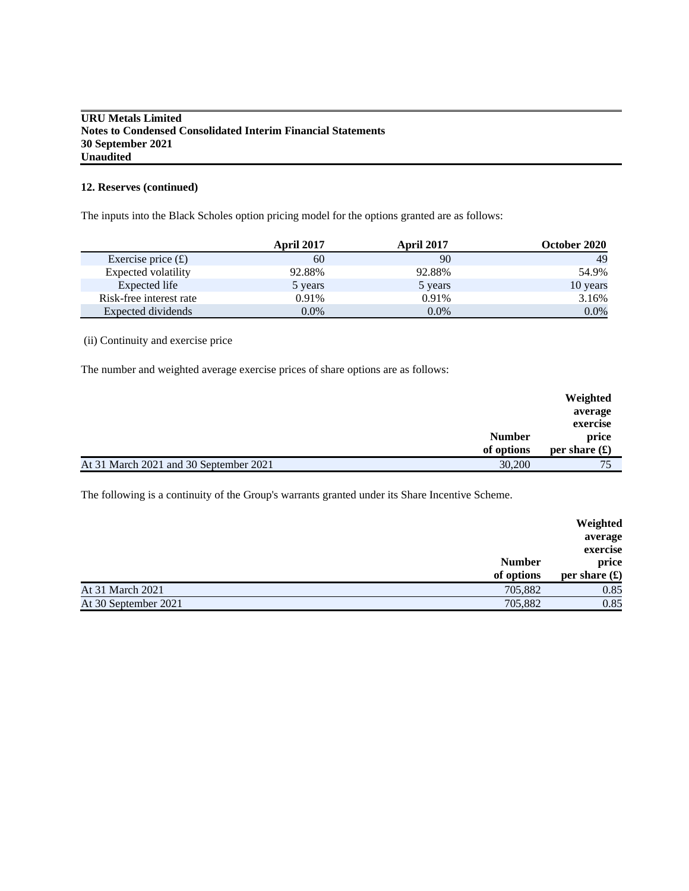## 12. Reserves (continued)

The inputs into the Black Scholes option pricing model for the options granted are as follows:

| | April 2017 | April 2017 | October 2020 |
|---|---|---|---|
| Exercise price (£) | 60 | 90 | 49 |
| Expected volatility | 92.88% | 92.88% | 54.9% |
| Expected life | 5 years | 5 years | 10 years |
| Risk-free interest rate | 0.91% | 0.91% | 3.16% |
| Expected dividends | 0.0% | 0.0% | 0.0% |

(ii) Continuity and exercise price

The number and weighted average exercise prices of share options are as follows:

| | Number of options | Weighted average exercise price per share (£) |
|---|---|---|
| At 31 March 2021 and 30 September 2021 | 30,200 | 75 |

The following is a continuity of the Group's warrants granted under its Share Incentive Scheme.

| | Number of options | Weighted average exercise price per share (£) |
|---|---|---|
| At 31 March 2021 | 705,882 | 0.85 |
| At 30 September 2021 | 705,882 | 0.85 |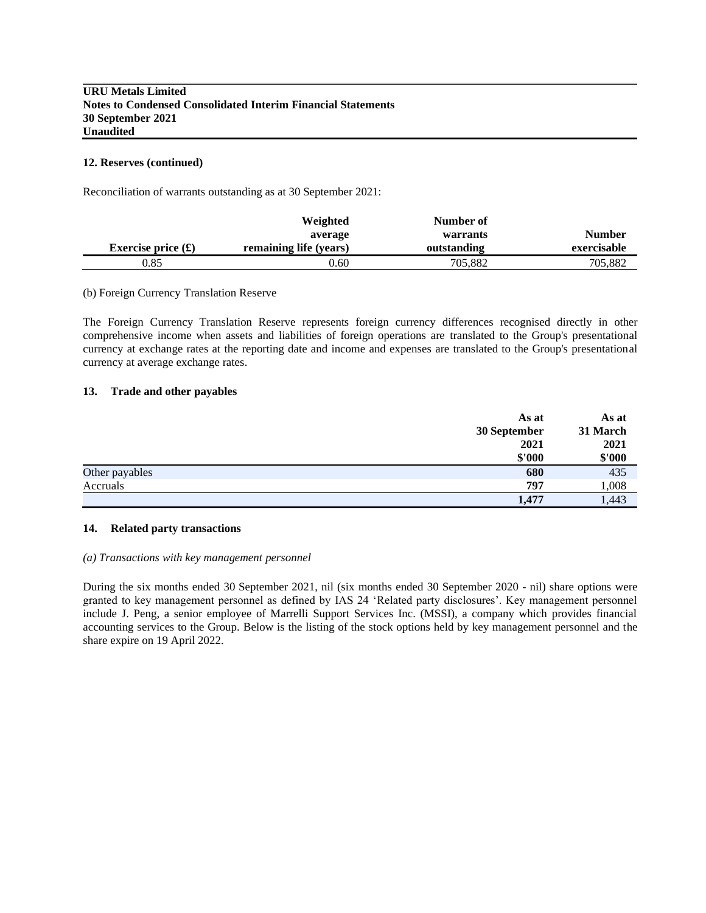**URU Metals Limited**
**Notes to Condensed Consolidated Interim Financial Statements**
**30 September 2021**
**Unaudited**

### 12. Reserves (continued)

Reconciliation of warrants outstanding as at 30 September 2021:

| Exercise price (£) | Weighted average remaining life (years) | Number of warrants outstanding | Number exercisable |
|---|---|---|---|
| 0.85 | 0.60 | 705,882 | 705,882 |

(b) Foreign Currency Translation Reserve

The Foreign Currency Translation Reserve represents foreign currency differences recognised directly in other comprehensive income when assets and liabilities of foreign operations are translated to the Group's presentational currency at exchange rates at the reporting date and income and expenses are translated to the Group's presentational currency at average exchange rates.

### 13. Trade and other payables

| | As at 30 September 2021 $'000 | As at 31 March 2021 $'000 |
|---|---|---|
| Other payables | **680** | 435 |
| Accruals | **797** | 1,008 |
| | **1,477** | 1,443 |

### 14. Related party transactions

*(a) Transactions with key management personnel*

During the six months ended 30 September 2021, nil (six months ended 30 September 2020 - nil) share options were granted to key management personnel as defined by IAS 24 'Related party disclosures'. Key management personnel include J. Peng, a senior employee of Marrelli Support Services Inc. (MSSI), a company which provides financial accounting services to the Group. Below is the listing of the stock options held by key management personnel and the share expire on 19 April 2022.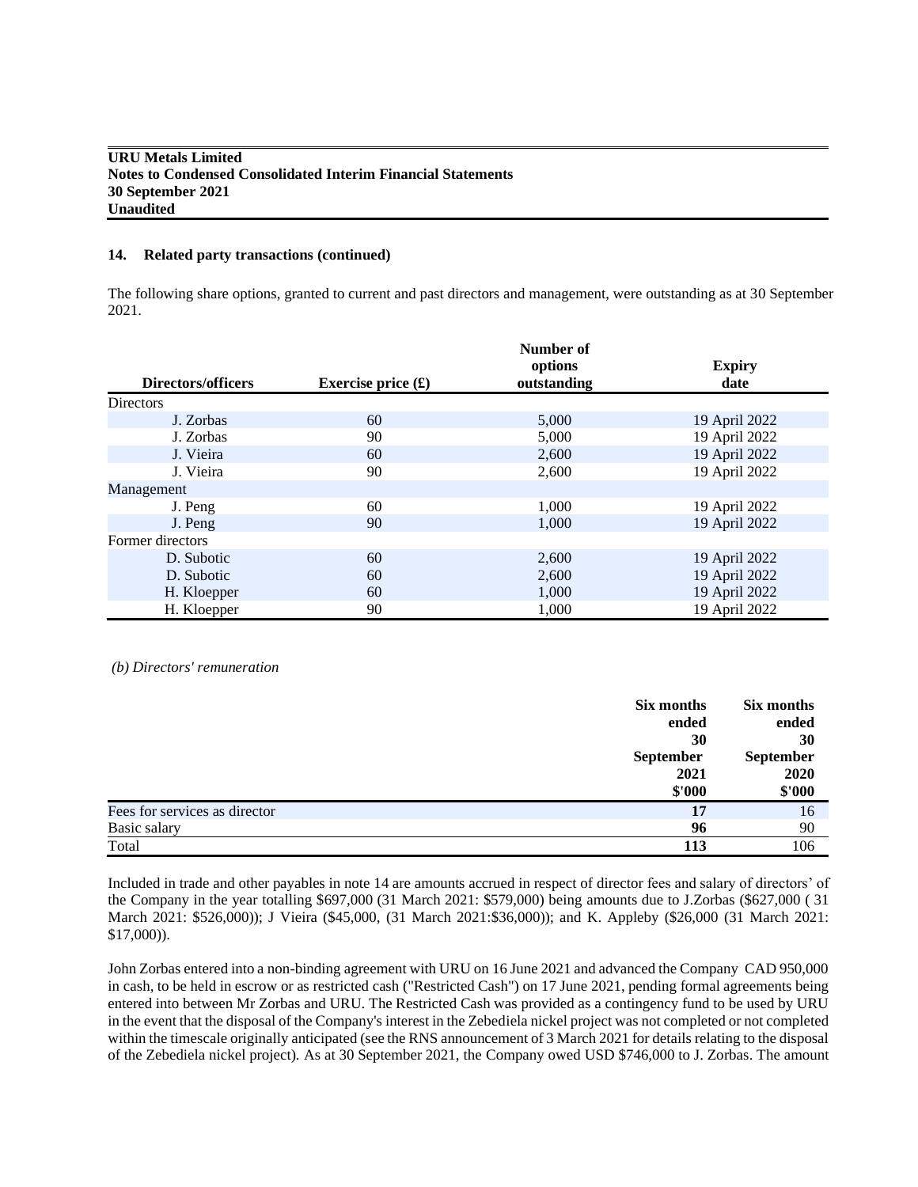## 14. Related party transactions (continued)

The following share options, granted to current and past directors and management, were outstanding as at 30 September 2021.

| Directors/officers | Exercise price (£) | Number of options outstanding | Expiry date |
|---|---|---|---|
| Directors | | | |
| J. Zorbas | 60 | 5,000 | 19 April 2022 |
| J. Zorbas | 90 | 5,000 | 19 April 2022 |
| J. Vieira | 60 | 2,600 | 19 April 2022 |
| J. Vieira | 90 | 2,600 | 19 April 2022 |
| Management | | | |
| J. Peng | 60 | 1,000 | 19 April 2022 |
| J. Peng | 90 | 1,000 | 19 April 2022 |
| Former directors | | | |
| D. Subotic | 60 | 2,600 | 19 April 2022 |
| D. Subotic | 60 | 2,600 | 19 April 2022 |
| H. Kloepper | 60 | 1,000 | 19 April 2022 |
| H. Kloepper | 90 | 1,000 | 19 April 2022 |

*(b) Directors' remuneration*

| | Six months ended 30 September 2021 $'000 | Six months ended 30 September 2020 $'000 |
|---|---|---|
| Fees for services as director | **17** | 16 |
| Basic salary | **96** | 90 |
| Total | **113** | 106 |

Included in trade and other payables in note 14 are amounts accrued in respect of director fees and salary of directors' of the Company in the year totalling $697,000 (31 March 2021: $579,000) being amounts due to J.Zorbas ($627,000 ( 31 March 2021: $526,000)); J Vieira ($45,000, (31 March 2021:$36,000)); and K. Appleby ($26,000 (31 March 2021: $17,000)).

John Zorbas entered into a non-binding agreement with URU on 16 June 2021 and advanced the Company CAD 950,000 in cash, to be held in escrow or as restricted cash ("Restricted Cash") on 17 June 2021, pending formal agreements being entered into between Mr Zorbas and URU. The Restricted Cash was provided as a contingency fund to be used by URU in the event that the disposal of the Company's interest in the Zebediela nickel project was not completed or not completed within the timescale originally anticipated (see the RNS announcement of 3 March 2021 for details relating to the disposal of the Zebediela nickel project). As at 30 September 2021, the Company owed USD $746,000 to J. Zorbas. The amount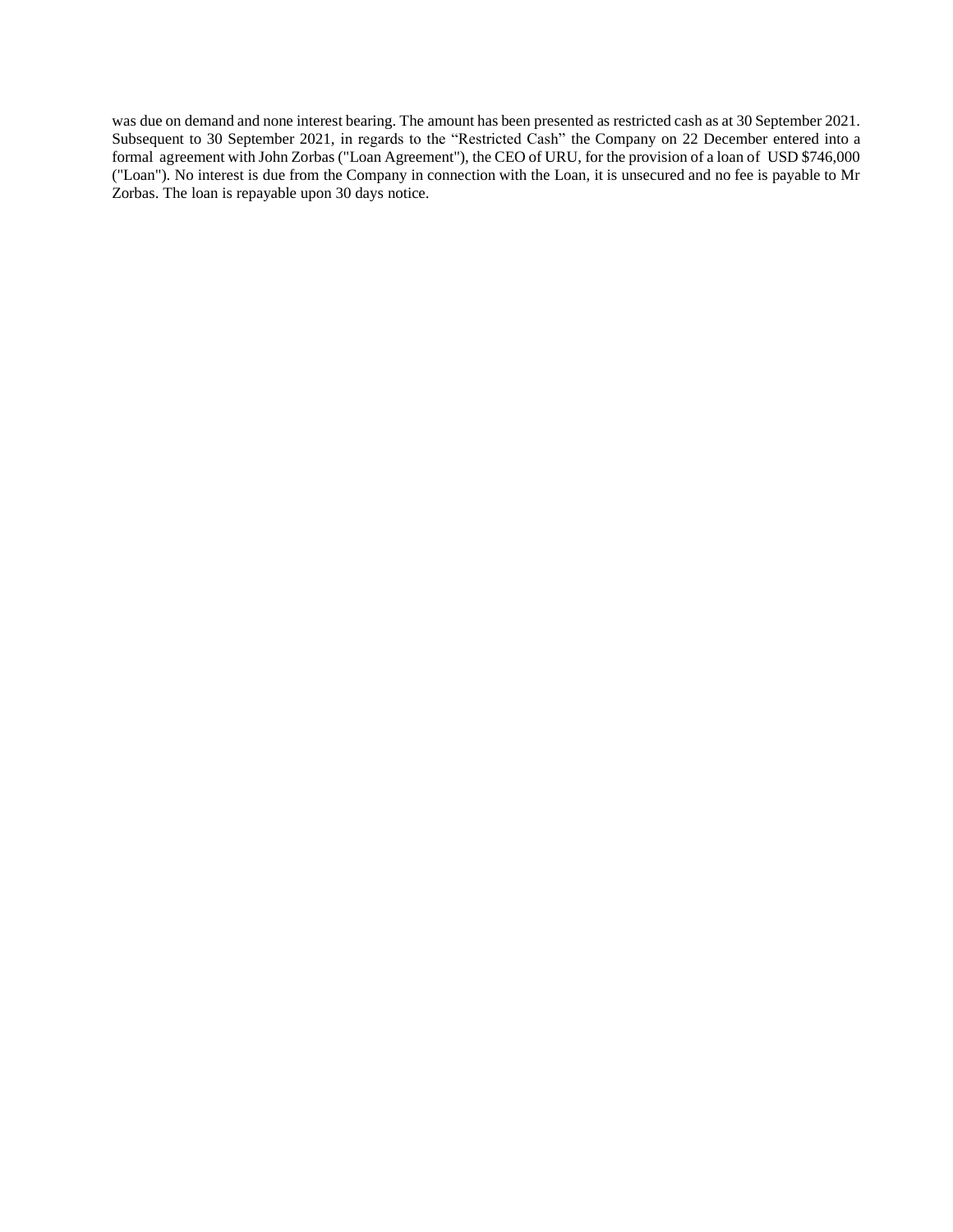was due on demand and none interest bearing. The amount has been presented as restricted cash as at 30 September 2021. Subsequent to 30 September 2021, in regards to the "Restricted Cash" the Company on 22 December entered into a formal agreement with John Zorbas ("Loan Agreement"), the CEO of URU, for the provision of a loan of USD $746,000 ("Loan"). No interest is due from the Company in connection with the Loan, it is unsecured and no fee is payable to Mr Zorbas. The loan is repayable upon 30 days notice.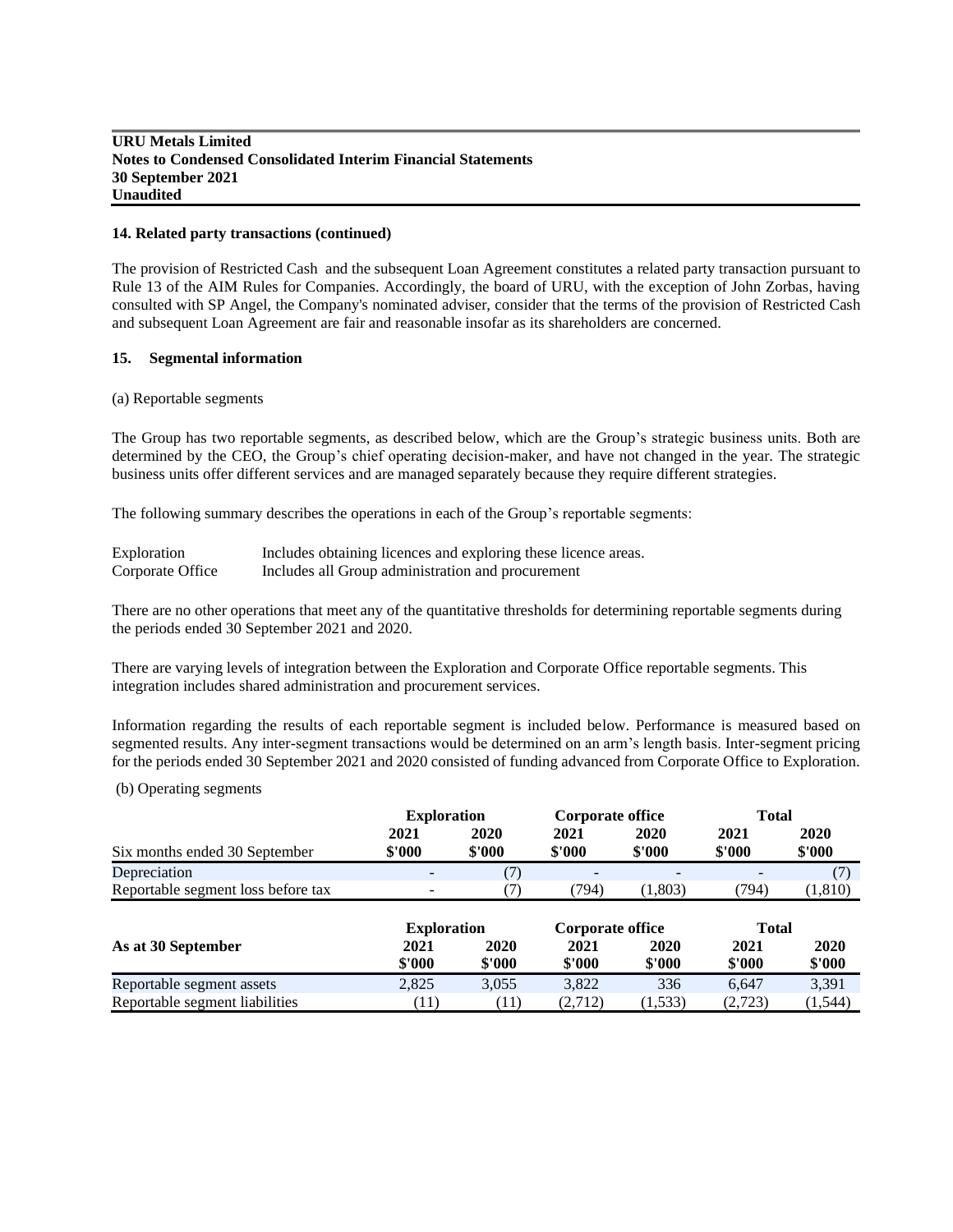### 14. Related party transactions (continued)

The provision of Restricted Cash and the subsequent Loan Agreement constitutes a related party transaction pursuant to Rule 13 of the AIM Rules for Companies. Accordingly, the board of URU, with the exception of John Zorbas, having consulted with SP Angel, the Company's nominated adviser, consider that the terms of the provision of Restricted Cash and subsequent Loan Agreement are fair and reasonable insofar as its shareholders are concerned.

### 15. Segmental information

(a) Reportable segments

The Group has two reportable segments, as described below, which are the Group's strategic business units. Both are determined by the CEO, the Group's chief operating decision-maker, and have not changed in the year. The strategic business units offer different services and are managed separately because they require different strategies.

The following summary describes the operations in each of the Group's reportable segments:

| | |
|---|---|
| Exploration | Includes obtaining licences and exploring these licence areas. |
| Corporate Office | Includes all Group administration and procurement |

There are no other operations that meet any of the quantitative thresholds for determining reportable segments during the periods ended 30 September 2021 and 2020.

There are varying levels of integration between the Exploration and Corporate Office reportable segments. This integration includes shared administration and procurement services.

Information regarding the results of each reportable segment is included below. Performance is measured based on segmented results. Any inter-segment transactions would be determined on an arm's length basis. Inter-segment pricing for the periods ended 30 September 2021 and 2020 consisted of funding advanced from Corporate Office to Exploration.

(b) Operating segments

| | Exploration | | Corporate office | | Total | |
|---|---|---|---|---|---|---|
| | 2021 | 2020 | 2021 | 2020 | 2021 | 2020 |
| Six months ended 30 September | $'000 | $'000 | $'000 | $'000 | $'000 | $'000 |
| Depreciation | - | (7) | - | - | - | (7) |
| Reportable segment loss before tax | - | (7) | (794) | (1,803) | (794) | (1,810) |

| | Exploration | | Corporate office | | Total | |
|---|---|---|---|---|---|---|
| As at 30 September | 2021 | 2020 | 2021 | 2020 | 2021 | 2020 |
| | $'000 | $'000 | $'000 | $'000 | $'000 | $'000 |
| Reportable segment assets | 2,825 | 3,055 | 3,822 | 336 | 6,647 | 3,391 |
| Reportable segment liabilities | (11) | (11) | (2,712) | (1,533) | (2,723) | (1,544) |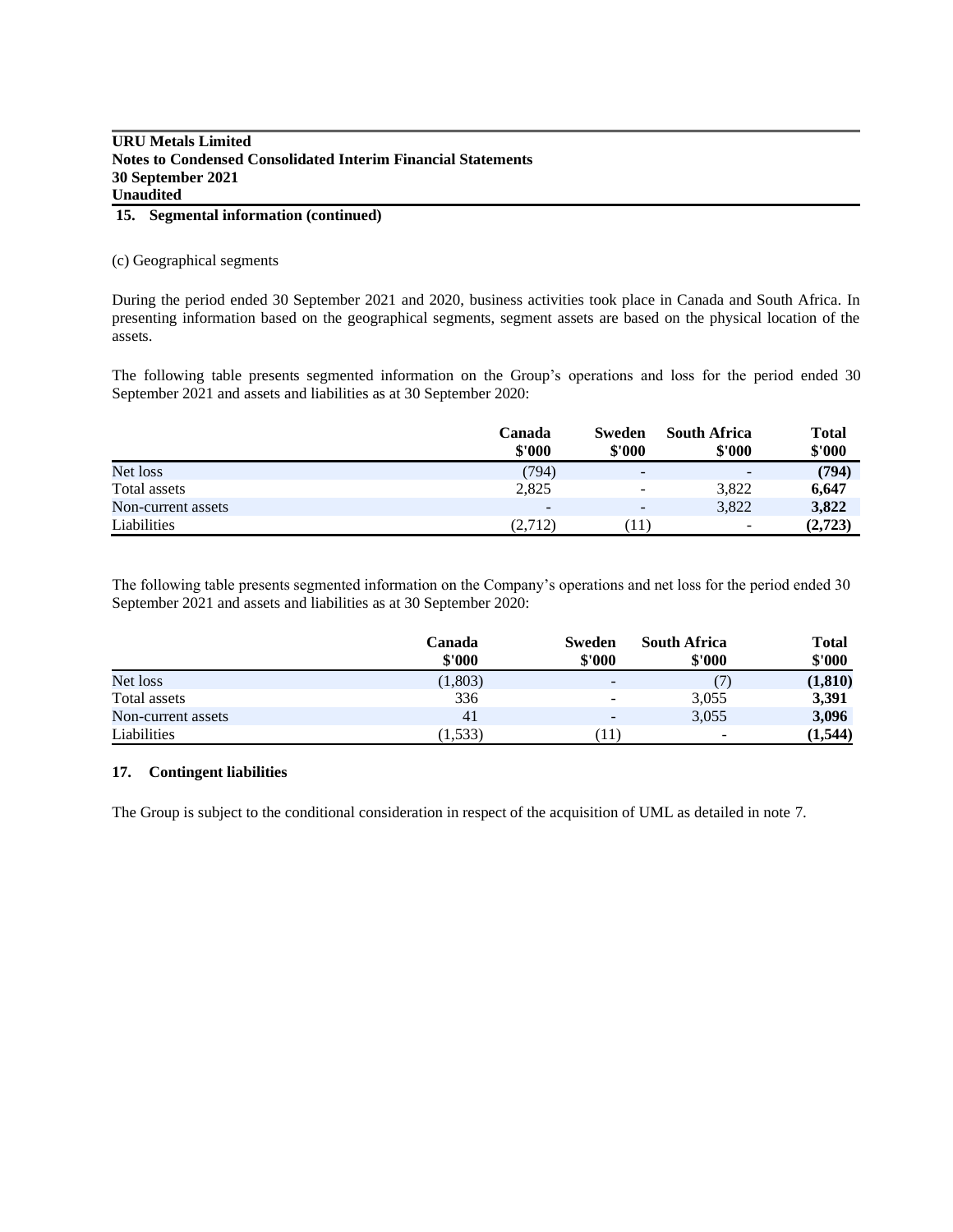**URU Metals Limited**
**Notes to Condensed Consolidated Interim Financial Statements**
**30 September 2021**
**Unaudited**

## 15. Segmental information (continued)

(c) Geographical segments

During the period ended 30 September 2021 and 2020, business activities took place in Canada and South Africa. In presenting information based on the geographical segments, segment assets are based on the physical location of the assets.

The following table presents segmented information on the Group's operations and loss for the period ended 30 September 2021 and assets and liabilities as at 30 September 2020:

| | Canada $'000 | Sweden $'000 | South Africa $'000 | Total $'000 |
|---|---|---|---|---|
| Net loss | (794) | - | - | **(794)** |
| Total assets | 2,825 | - | 3,822 | **6,647** |
| Non-current assets | - | - | 3,822 | **3,822** |
| Liabilities | (2,712) | (11) | - | **(2,723)** |

The following table presents segmented information on the Company's operations and net loss for the period ended 30 September 2021 and assets and liabilities as at 30 September 2020:

| | Canada $'000 | Sweden $'000 | South Africa $'000 | Total $'000 |
|---|---|---|---|---|
| Net loss | (1,803) | - | (7) | **(1,810)** |
| Total assets | 336 | - | 3,055 | **3,391** |
| Non-current assets | 41 | - | 3,055 | **3,096** |
| Liabilities | (1,533) | (11) | - | **(1,544)** |

## 17. Contingent liabilities

The Group is subject to the conditional consideration in respect of the acquisition of UML as detailed in note 7.